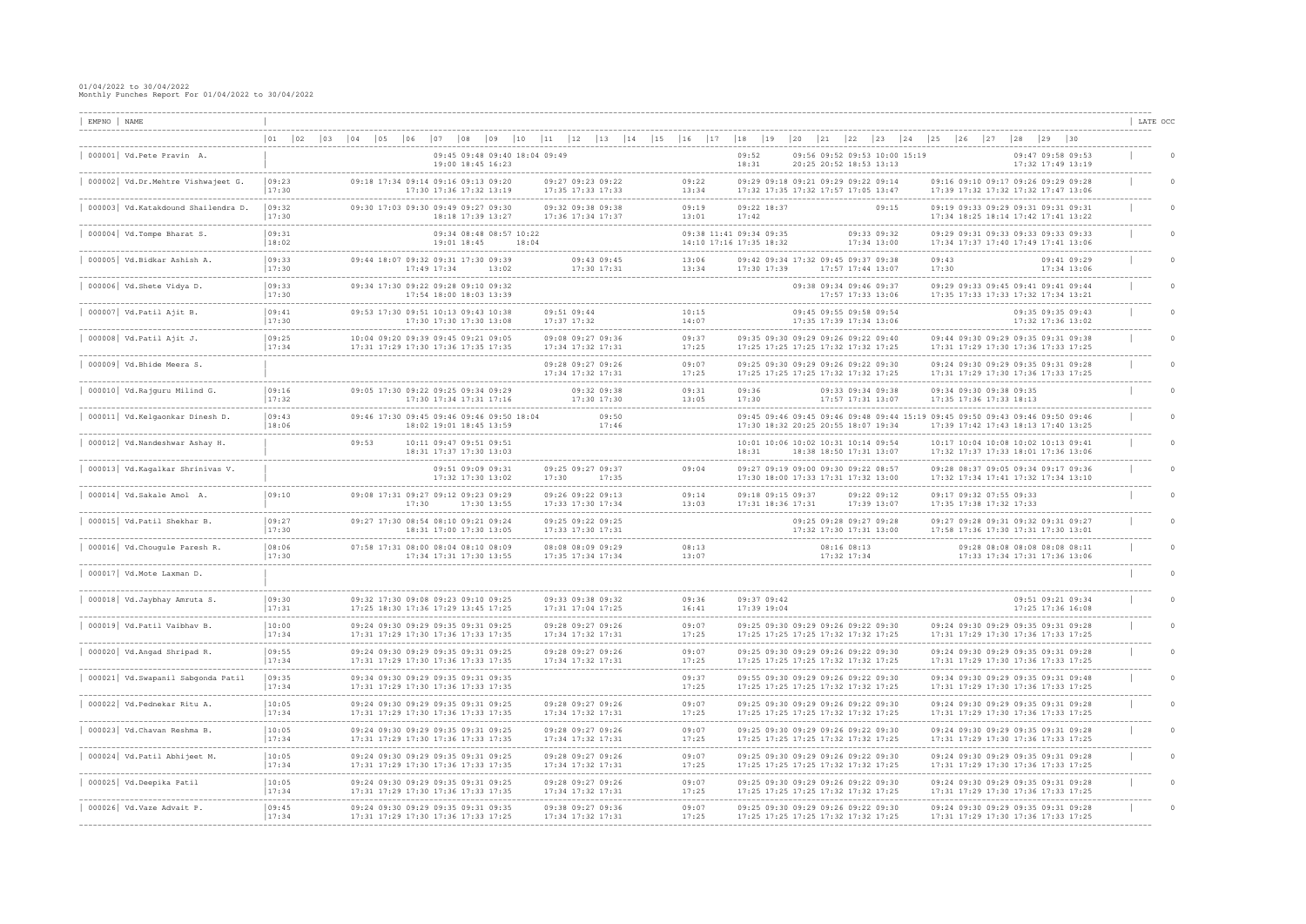01/04/2022 to 30/04/2022
Monthly Punches Report For 01/04/2022 to 30/04/2022

| EMPNO | NAME | 01 | 02 | 03 | 04 | 05 | 06 | 07 | 08 | 09 | 10 | 11 | 12 | 13 | 14 | 15 | 16 | 17 | 18 | 19 | 20 | 21 | 22 | 23 | 24 | 25 | 26 | 27 | 28 | 29 | 30 | LATE OCC |
|---|---|---|---|---|---|---|---|---|---|---|---|---|---|---|---|---|---|---|---|---|---|---|---|---|---|---|---|---|---|---|---|---|
| 000001 | Vd.Pete Pravin A. | | | | | | 09:45 19:00 | 09:48 18:45 | 09:40 16:23 | 18:04 | 09:49 | | | | | | | | 09:52 18:31 | | 09:56 20:25 | 09:52 20:52 | 09:53 18:53 | 10:00 13:13 | 15:19 | | | | 09:47 17:32 | 09:58 17:49 | 09:53 13:19 | 0 |
| 000002 | Vd.Dr.Mehtre Vishwajeet G. | 09:23 17:30 | | | 09:18 | 17:34 | 09:14 17:30 | 09:16 17:36 | 09:13 17:32 | 09:20 13:19 | | 09:27 17:35 | 09:23 17:33 | 09:22 17:33 | | | 09:22 13:34 | | 09:29 17:32 | 09:18 17:35 | 09:21 17:32 | 09:29 17:57 | 09:22 17:05 | 09:14 13:47 | | 09:16 17:39 | 09:10 17:32 | 09:17 17:32 | 09:26 17:32 | 09:29 17:47 | 09:28 13:06 | 0 |
| 000003 | Vd.Katakdound Shailendra D. | 09:30 17:30 | | | 09:30 | 17:03 | 09:30 | 09:49 18:18 | 09:27 17:39 | 09:30 13:27 | | 09:32 17:36 | 09:38 17:34 | 09:38 17:37 | | | 09:19 13:01 | | 09:22 17:42 | 18:37 | | | | 09:15 | | 09:19 17:34 | 09:33 18:25 | 09:29 18:14 | 09:31 17:42 | 09:31 17:41 | 09:31 13:22 | 0 |
| 000004 | Vd.Tompe Bharat S. | 09:31 18:02 | | | | | 09:34 19:01 | 08:48 18:45 | 08:57 | 10:22 18:04 | | | | | | | | | 09:38 14:10 | 11:41 17:16 | 09:34 17:35 | 09:35 18:32 | 09:33 17:34 | 09:32 13:00 | | 09:29 17:34 | 09:31 17:37 | 09:33 17:40 | 09:33 17:49 | 09:33 17:41 | 09:33 13:06 | 0 |
| 000005 | Vd.Bidkar Ashish A. | 09:33 17:30 | | | 09:44 | 18:07 | 09:32 17:49 | 09:31 17:34 | 17:30 | 09:39 13:02 | | | 09:43 17:30 | 09:45 17:31 | | | 13:06 13:34 | | 09:42 17:30 | 09:34 17:39 | 17:32 | 09:45 17:57 | 09:37 17:44 | 09:38 13:07 | | 09:43 17:30 | | | | 09:41 17:34 | 09:29 13:06 | 0 |
| 000006 | Vd.Shete Vidya D. | 09:33 17:30 | | | 09:34 | 17:30 | 09:22 17:54 | 09:28 18:00 | 09:10 18:03 | 09:32 13:39 | | | | | | | | | | | 09:38 | 09:34 17:57 | 09:46 17:33 | 09:37 13:06 | | 09:29 17:35 | 09:33 17:33 | 09:45 17:33 | 09:41 17:32 | 09:41 17:34 | 09:44 13:21 | 0 |
| 000007 | Vd.Patil Ajit B. | 09:41 17:30 | | | 09:53 | 17:30 | 09:51 17:30 | 10:13 17:30 | 09:43 17:30 | 10:38 13:08 | | 09:51 17:37 | 09:44 17:32 | | | | 10:15 14:07 | | | | 09:45 17:35 | 09:55 17:39 | 09:58 17:34 | 09:54 13:06 | | | | | 09:35 17:32 | 09:35 17:36 | 09:43 13:02 | 0 |
| 000008 | Vd.Patil Ajit J. | 09:25 17:34 | | | 10:04 17:31 | 09:20 17:29 | 09:39 17:30 | 09:45 17:36 | 09:21 17:35 | 09:05 17:35 | | 09:08 17:34 | 09:27 17:32 | 09:36 17:31 | | | 09:37 17:25 | | 09:35 17:25 | 09:30 17:25 | 09:29 17:25 | 09:26 17:32 | 09:22 17:32 | 09:40 17:25 | | 09:44 17:31 | 09:30 17:29 | 09:29 17:30 | 09:35 17:36 | 09:31 17:33 | 09:38 17:25 | 0 |
| 000009 | Vd.Bhide Meera S. | | | | | | | | | | | 09:28 17:34 | 09:27 17:32 | 09:26 17:31 | | | 09:07 17:25 | | 09:25 17:25 | 09:30 17:25 | 09:29 17:25 | 09:26 17:32 | 09:22 17:32 | 09:30 17:25 | | 09:24 17:31 | 09:30 17:29 | 09:29 17:30 | 09:35 17:36 | 09:31 17:33 | 09:28 17:25 | 0 |
| 000010 | Vd.Rajguru Milind G. | 09:16 17:32 | | | 09:05 | 17:30 | 09:22 17:30 | 09:25 17:34 | 09:34 17:31 | 09:29 17:16 | | | 09:32 17:30 | 09:38 17:30 | | | 09:31 13:05 | | 09:36 17:30 | | | 09:33 17:57 | 09:34 17:31 | 09:38 13:07 | | 09:34 17:35 | 09:30 17:36 | 09:38 17:33 | 09:35 18:13 | | | 0 |
| 000011 | Vd.Kelgaonkar Dinesh D. | 09:43 18:06 | | | 09:46 | 17:30 | 09:45 18:02 | 09:46 19:01 | 09:46 18:45 | 09:50 13:59 | 18:04 | | | 09:50 17:46 | | | | | 09:45 17:30 | 09:46 18:32 | 09:45 20:25 | 09:46 20:55 | 09:48 18:07 | 09:44 19:34 | 15:19 | 09:45 17:39 | 09:50 17:42 | 09:43 17:43 | 09:46 18:13 | 09:50 17:40 | 09:46 13:25 | 0 |
| 000012 | Vd.Nandeshwar Ashay H. | | | | 09:53 | | 10:11 18:31 | 09:47 17:37 | 09:51 17:30 | 09:51 13:03 | | | | | | | | | 10:01 18:31 | 10:06 | 10:02 18:38 | 10:31 18:50 | 10:14 17:31 | 09:54 13:07 | | 10:17 17:32 | 10:04 17:37 | 10:08 17:33 | 10:02 18:01 | 10:13 17:36 | 09:41 13:06 | 0 |
| 000013 | Vd.Kagalkar Shrinivas V. | | | | | | | 09:51 17:32 | 09:09 17:30 | 09:31 13:02 | | 09:25 17:30 | 09:27 | 09:37 17:35 | | | 09:04 | | 09:27 17:30 | 09:19 18:00 | 09:00 17:33 | 09:30 17:31 | 09:22 17:32 | 08:57 13:00 | | 09:28 17:32 | 08:37 17:34 | 09:05 17:41 | 09:34 17:32 | 09:17 17:34 | 09:36 13:10 | 0 |
| 000014 | Vd.Sakale Amol A. | 09:10 | | | 09:08 | 17:31 | 09:27 17:30 | 09:12 | 09:23 17:30 | 09:29 13:55 | | 09:26 17:33 | 09:22 17:30 | 09:13 17:34 | | | 09:14 13:03 | | 09:18 17:31 | 09:15 18:36 | 09:37 17:31 | | 09:22 17:39 | 09:12 13:07 | | 09:17 17:35 | 09:32 17:38 | 07:55 17:32 | 09:33 17:33 | | | 0 |
| 000015 | Vd.Patil Shekhar B. | 09:27 17:30 | | | 09:27 | 17:30 | 08:54 18:31 | 08:10 17:00 | 09:21 17:30 | 09:24 13:05 | | 09:25 17:33 | 09:22 17:30 | 09:25 17:31 | | | | | | | 09:25 17:32 | 09:28 17:30 | 09:27 17:31 | 09:28 13:00 | | 09:27 17:58 | 09:28 17:36 | 09:31 17:30 | 09:32 17:31 | 09:31 17:30 | 09:27 13:01 | 0 |
| 000016 | Vd.Chougule Paresh R. | 08:06 17:30 | | | 07:58 | 17:31 | 08:00 17:34 | 08:04 17:31 | 08:10 17:30 | 08:09 13:55 | | 08:08 17:35 | 08:09 17:34 | 09:29 17:34 | | | 08:13 13:07 | | | | | 08:16 17:32 | 08:13 17:34 | | | | 09:28 17:33 | 08:08 17:34 | 08:08 17:31 | 08:08 17:36 | 08:11 13:06 | 0 |
| 000017 | Vd.Mote Laxman D. | | | | | | | | | | | | | | | | | | | | | | | | | | | | | | | 0 |
| 000018 | Vd.Jaybhay Amruta S. | 09:30 17:31 | | | 09:32 17:25 | 17:30 18:30 | 09:08 17:36 | 09:23 17:29 | 09:10 13:45 | 09:25 17:25 | | 09:33 17:31 | 09:38 17:04 | 09:32 17:25 | | | 09:36 16:41 | | 09:37 17:39 | 09:42 19:04 | | | | | | | | | 09:51 17:25 | 09:21 17:36 | 09:34 16:08 | 0 |
| 000019 | Vd.Patil Vaibhav B. | 10:00 17:34 | | | 09:24 17:31 | 09:30 17:29 | 09:29 17:30 | 09:35 17:36 | 09:31 17:33 | 09:25 17:35 | | 09:28 17:34 | 09:27 17:32 | 09:26 17:31 | | | 09:07 17:25 | | 09:25 17:25 | 09:30 17:25 | 09:29 17:25 | 09:26 17:32 | 09:22 17:32 | 09:30 17:25 | | 09:24 17:31 | 09:30 17:29 | 09:29 17:30 | 09:35 17:36 | 09:31 17:33 | 09:28 17:25 | 0 |
| 000020 | Vd.Angad Shripad R. | 09:55 17:34 | | | 09:24 17:31 | 09:30 17:29 | 09:29 17:30 | 09:35 17:36 | 09:31 17:33 | 09:25 17:35 | | 09:28 17:34 | 09:27 17:32 | 09:26 17:31 | | | 09:07 17:25 | | 09:25 17:25 | 09:30 17:25 | 09:29 17:25 | 09:26 17:32 | 09:22 17:32 | 09:30 17:25 | | 09:24 17:31 | 09:30 17:29 | 09:29 17:30 | 09:35 17:36 | 09:31 17:33 | 09:28 17:25 | 0 |
| 000021 | Vd.Swapanil Sabgonda Patil | 09:35 17:34 | | | 09:34 17:31 | 09:30 17:29 | 09:29 17:30 | 09:35 17:36 | 09:31 17:33 | 09:35 17:35 | | | | | | | 09:37 17:25 | | 09:55 17:25 | 09:30 17:25 | 09:29 17:25 | 09:26 17:32 | 09:22 17:32 | 09:30 17:25 | | 09:34 17:31 | 09:30 17:29 | 09:29 17:30 | 09:35 17:36 | 09:31 17:33 | 09:48 17:25 | 0 |
| 000022 | Vd.Pednekar Ritu A. | 10:05 17:34 | | | 09:24 17:31 | 09:30 17:29 | 09:29 17:30 | 09:35 17:36 | 09:31 17:33 | 09:25 17:35 | | 09:28 17:34 | 09:27 17:32 | 09:26 17:31 | | | 09:07 17:25 | | 09:25 17:25 | 09:30 17:25 | 09:29 17:25 | 09:26 17:32 | 09:22 17:32 | 09:30 17:25 | | 09:24 17:31 | 09:30 17:29 | 09:29 17:30 | 09:35 17:36 | 09:31 17:33 | 09:28 17:25 | 0 |
| 000023 | Vd.Chavan Reshma B. | 10:05 17:34 | | | 09:24 17:31 | 09:30 17:29 | 09:29 17:30 | 09:35 17:36 | 09:31 17:33 | 09:25 17:35 | | 09:28 17:34 | 09:27 17:32 | 09:26 17:31 | | | 09:07 17:25 | | 09:25 17:25 | 09:30 17:25 | 09:29 17:25 | 09:26 17:32 | 09:22 17:32 | 09:30 17:25 | | 09:24 17:31 | 09:30 17:29 | 09:29 17:30 | 09:35 17:36 | 09:31 17:33 | 09:28 17:25 | 0 |
| 000024 | Vd.Patil Abhijeet M. | 10:05 17:34 | | | 09:24 17:31 | 09:30 17:29 | 09:29 17:30 | 09:35 17:36 | 09:31 17:33 | 09:25 17:35 | | 09:28 17:34 | 09:27 17:32 | 09:26 17:31 | | | 09:07 17:25 | | 09:25 17:25 | 09:30 17:25 | 09:29 17:25 | 09:26 17:32 | 09:22 17:32 | 09:30 17:25 | | 09:24 17:31 | 09:30 17:29 | 09:29 17:30 | 09:35 17:36 | 09:31 17:33 | 09:28 17:25 | 0 |
| 000025 | Vd.Deepika Patil | 10:05 17:34 | | | 09:24 17:31 | 09:30 17:29 | 09:29 17:30 | 09:35 17:36 | 09:31 17:33 | 09:25 17:35 | | 09:28 17:34 | 09:27 17:32 | 09:26 17:31 | | | 09:07 17:25 | | 09:25 17:25 | 09:30 17:25 | 09:29 17:25 | 09:26 17:32 | 09:22 17:32 | 09:30 17:25 | | 09:24 17:31 | 09:30 17:29 | 09:29 17:30 | 09:35 17:36 | 09:31 17:33 | 09:28 17:25 | 0 |
| 000026 | Vd.Vaze Advait P. | 09:45 17:34 | | | 09:24 17:31 | 09:30 17:29 | 09:29 17:30 | 09:35 17:36 | 09:31 17:33 | 09:35 17:25 | | 09:38 17:34 | 09:27 17:32 | 09:36 17:31 | | | 09:07 17:25 | | 09:25 17:25 | 09:30 17:25 | 09:29 17:25 | 09:26 17:32 | 09:22 17:32 | 09:30 17:25 | | 09:24 17:31 | 09:30 17:29 | 09:29 17:30 | 09:35 17:36 | 09:31 17:33 | 09:28 17:25 | 0 |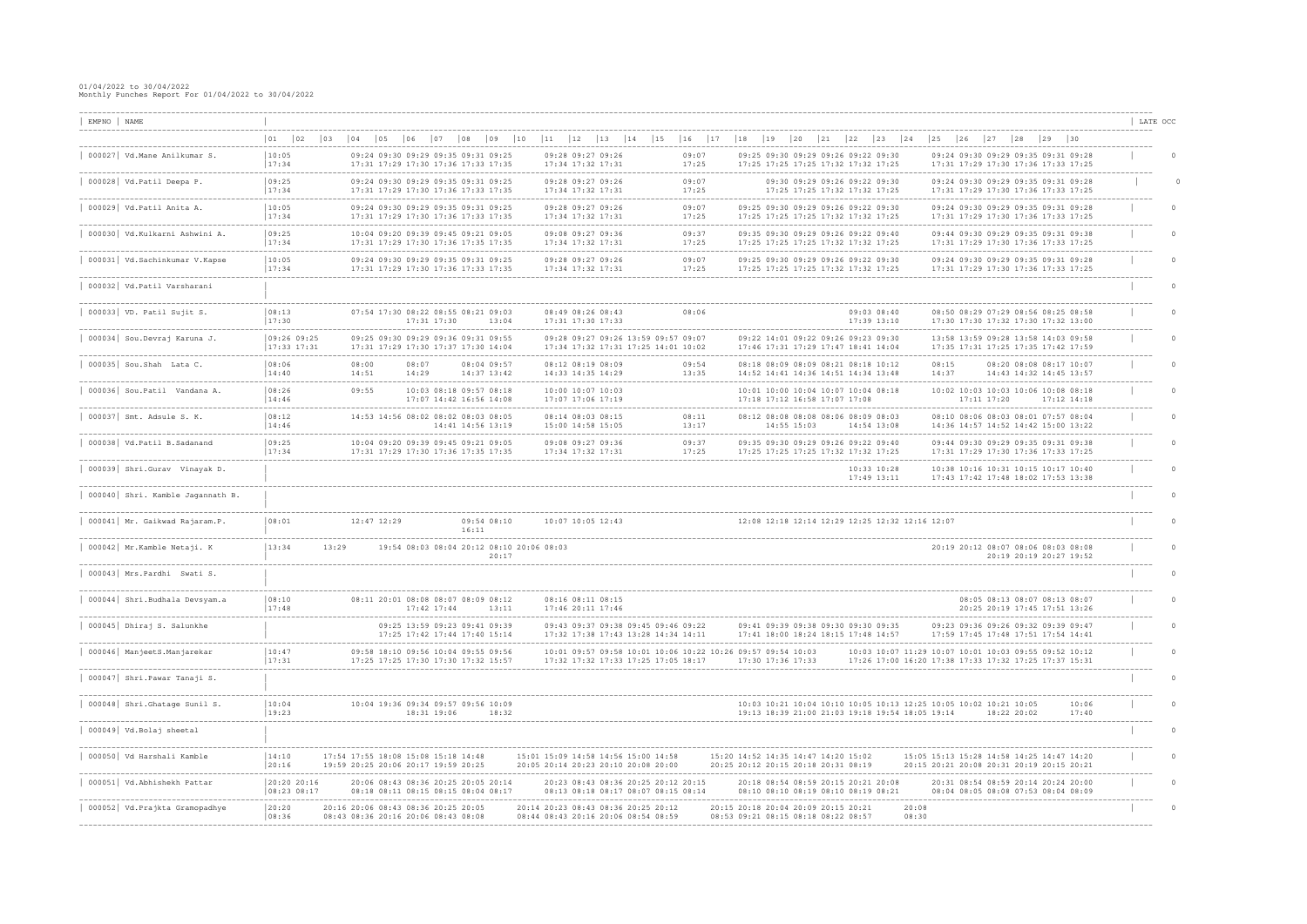01/04/2022 to 30/04/2022
Monthly Punches Report For 01/04/2022 to 30/04/2022

| EMPNO | NAME | 01 | 02 | 03 | 04 | 05 | 06 | 07 | 08 | 09 | 10 | 11 | 12 | 13 | 14 | 15 | 16 | 17 | 18 | 19 | 20 | 21 | 22 | 23 | 24 | 25 | 26 | 27 | 28 | 29 | 30 | LATE OCC |
|---|---|---|---|---|---|---|---|---|---|---|---|---|---|---|---|---|---|---|---|---|---|---|---|---|---|---|---|---|---|---|---|---|
| 000027 | Vd.Mane Anilkumar S. | 10:05 | | | 09:24 | 09:30 | 09:29 | 09:35 | 09:31 | 09:25 | | 09:28 | 09:27 | 09:26 | | | 09:07 | | 09:25 | 09:30 | 09:29 | 09:26 | 09:22 | 09:30 | | 09:24 | 09:30 | 09:29 | 09:35 | 09:31 | 09:28 | 0 |
| | | 17:34 | | | 17:31 | 17:29 | 17:30 | 17:36 | 17:33 | 17:35 | | 17:34 | 17:32 | 17:31 | | | 17:25 | | 17:25 | 17:25 | 17:25 | 17:32 | 17:32 | 17:25 | | 17:31 | 17:29 | 17:30 | 17:36 | 17:33 | 17:25 | |
| 000028 | Vd.Patil Deepa P. | 09:25 | | | 09:24 | 09:30 | 09:29 | 09:35 | 09:31 | 09:25 | | 09:28 | 09:27 | 09:26 | | | 09:07 | | | 09:30 | 09:29 | 09:26 | 09:22 | 09:30 | | 09:24 | 09:30 | 09:29 | 09:35 | 09:31 | 09:28 | 0 |
| | | 17:34 | | | 17:31 | 17:29 | 17:30 | 17:36 | 17:33 | 17:35 | | 17:34 | 17:32 | 17:31 | | | 17:25 | | | 17:25 | 17:25 | 17:32 | 17:32 | 17:25 | | 17:31 | 17:29 | 17:30 | 17:36 | 17:33 | 17:25 | |
| 000029 | Vd.Patil Anita A. | 10:05 | | | 09:24 | 09:30 | 09:29 | 09:35 | 09:31 | 09:25 | | 09:28 | 09:27 | 09:26 | | | 09:07 | | 09:25 | 09:30 | 09:29 | 09:26 | 09:22 | 09:30 | | 09:24 | 09:30 | 09:29 | 09:35 | 09:31 | 09:28 | 0 |
| | | 17:34 | | | 17:31 | 17:29 | 17:30 | 17:36 | 17:33 | 17:35 | | 17:34 | 17:32 | 17:31 | | | 17:25 | | 17:25 | 17:25 | 17:25 | 17:32 | 17:32 | 17:25 | | 17:31 | 17:29 | 17:30 | 17:36 | 17:33 | 17:25 | |
| 000030 | Vd.Kulkarni Ashwini A. | 09:25 | | | 10:04 | 09:20 | 09:39 | 09:45 | 09:21 | 09:05 | | 09:08 | 09:27 | 09:36 | | | 09:37 | | 09:35 | 09:30 | 09:29 | 09:26 | 09:22 | 09:40 | | 09:44 | 09:30 | 09:29 | 09:35 | 09:31 | 09:38 | 0 |
| | | 17:34 | | | 17:31 | 17:29 | 17:30 | 17:36 | 17:35 | 17:35 | | 17:34 | 17:32 | 17:31 | | | 17:25 | | 17:25 | 17:25 | 17:25 | 17:32 | 17:32 | 17:25 | | 17:31 | 17:29 | 17:30 | 17:36 | 17:33 | 17:25 | |
| 000031 | Vd.Sachinkumar V.Kapse | 10:05 | | | 09:24 | 09:30 | 09:29 | 09:35 | 09:31 | 09:25 | | 09:28 | 09:27 | 09:26 | | | 09:07 | | 09:25 | 09:30 | 09:29 | 09:26 | 09:22 | 09:30 | | 09:24 | 09:30 | 09:29 | 09:35 | 09:31 | 09:28 | 0 |
| | | 17:34 | | | 17:31 | 17:29 | 17:30 | 17:36 | 17:33 | 17:35 | | 17:34 | 17:32 | 17:31 | | | 17:25 | | 17:25 | 17:25 | 17:25 | 17:32 | 17:32 | 17:25 | | 17:31 | 17:29 | 17:30 | 17:36 | 17:33 | 17:25 | |
| 000032 | Vd.Patil Varsharani | | | | | | | | | | | | | | | | | | | | | | | | | | | | | | | 0 |
| 000033 | VD. Patil Sujit S. | 08:13 | | | 07:54 | 17:30 | 08:22 | 08:55 | 08:21 | 09:03 | | 08:49 | 08:26 | 08:43 | | | 08:06 | | | | | | 09:03 | 08:40 | | 08:50 | 08:29 | 07:29 | 08:56 | 08:25 | 08:58 | 0 |
| | | 17:30 | | | | | 17:31 | 17:30 | | 13:04 | | 17:31 | 17:30 | 17:33 | | | | | | | | | 17:39 | 13:10 | | 17:30 | 17:30 | 17:32 | 17:30 | 17:32 | 13:00 | |
| 000034 | Sou.Devraj Karuna J. | 09:26 | 09:25 | | 09:25 | 09:30 | 09:29 | 09:36 | 09:31 | 09:55 | | 09:28 | 09:27 | 09:26 | 13:59 | 09:57 | 09:07 | | 09:22 | 14:01 | 09:22 | 09:26 | 09:23 | 09:30 | | 13:58 | 13:59 | 09:28 | 13:58 | 14:03 | 09:58 | 0 |
| | | 17:33 | 17:31 | | 17:31 | 17:29 | 17:30 | 17:37 | 17:30 | 14:04 | | 17:34 | 17:32 | 17:31 | 17:25 | 14:01 | 10:02 | | 17:46 | 17:31 | 17:29 | 17:47 | 18:41 | 14:04 | | 17:35 | 17:31 | 17:25 | 17:35 | 17:42 | 17:59 | |
| 000035 | Sou.Shah Lata C. | 08:06 | | | 08:00 | | 08:07 | | 08:04 | 09:57 | | 08:12 | 08:19 | 08:09 | | | 09:54 | | 08:18 | 08:09 | 08:09 | 08:21 | 08:18 | 10:12 | | 08:15 | | 08:20 | 08:08 | 08:17 | 10:07 | 0 |
| | | 14:40 | | | 14:51 | | 14:29 | | 14:37 | 13:42 | | 14:33 | 14:35 | 14:29 | | | 13:35 | | 14:52 | 14:41 | 14:36 | 14:51 | 14:34 | 13:48 | | 14:37 | | 14:43 | 14:32 | 14:45 | 13:57 | |
| 000036 | Sou.Patil Vandana A. | 08:26 | | | 09:55 | | 10:03 | 08:18 | 09:57 | 08:18 | | 10:00 | 10:07 | 10:03 | | | | | 10:01 | 10:00 | 10:04 | 10:07 | 10:04 | 08:18 | | 10:02 | 10:03 | 10:03 | 10:06 | 10:08 | 08:18 | 0 |
| | | 14:46 | | | | | 17:07 | 14:42 | 16:56 | 14:08 | | 17:07 | 17:06 | 17:19 | | | | | 17:18 | 17:12 | 16:58 | 17:07 | 17:08 | | | | 17:11 | 17:20 | | 17:12 | 14:18 | |
| 000037 | Smt. Adsule S. K. | 08:12 | | | 14:53 | 14:56 | 08:02 | 08:02 | 08:03 | 08:05 | | 08:14 | 08:03 | 08:15 | | | 08:11 | | 08:12 | 08:08 | 08:08 | 08:06 | 08:09 | 08:03 | | 08:10 | 08:06 | 08:03 | 08:01 | 07:57 | 08:04 | 0 |
| | | 14:46 | | | | | | 14:41 | 14:56 | 13:19 | | 15:00 | 14:58 | 15:05 | | | 13:17 | | | 14:55 | 15:03 | | 14:54 | 13:08 | | 14:36 | 14:57 | 14:52 | 14:42 | 15:00 | 13:22 | |
| 000038 | Vd.Patil B.Sadanand | 09:25 | | | 10:04 | 09:20 | 09:39 | 09:45 | 09:21 | 09:05 | | 09:08 | 09:27 | 09:36 | | | 09:37 | | 09:35 | 09:30 | 09:29 | 09:26 | 09:22 | 09:40 | | 09:44 | 09:30 | 09:29 | 09:35 | 09:31 | 09:38 | 0 |
| | | 17:34 | | | 17:31 | 17:29 | 17:30 | 17:36 | 17:35 | 17:35 | | 17:34 | 17:32 | 17:31 | | | 17:25 | | 17:25 | 17:25 | 17:25 | 17:32 | 17:32 | 17:25 | | 17:31 | 17:29 | 17:30 | 17:36 | 17:33 | 17:25 | |
| 000039 | Shri.Gurav Vinayak D. | | | | | | | | | | | | | | | | | | | | | | 10:33 | 10:28 | | 10:38 | 10:16 | 10:31 | 10:15 | 10:17 | 10:40 | 0 |
| | | | | | | | | | | | | | | | | | | | | | | | 17:49 | 13:11 | | 17:43 | 17:42 | 17:48 | 18:02 | 17:53 | 13:38 | |
| 000040 | Shri. Kamble Jagannath B. | | | | | | | | | | | | | | | | | | | | | | | | | | | | | | | 0 |
| 000041 | Mr. Gaikwad Rajaram.P. | 08:01 | | | 12:47 | 12:29 | | | 09:54 | 08:10 | | 10:07 | 10:05 | 12:43 | | | | | 12:08 | 12:18 | 12:14 | 12:29 | 12:25 | 12:32 | 12:16 | 12:07 | | | | | | 0 |
| | | | | | | | | | | 16:11 | | | | | | | | | | | | | | | | | | | | | | |
| 000042 | Mr.Kamble Netaji. K | 13:34 | | 13:29 | | 19:54 | 08:03 | 08:04 | 20:12 | 08:10 | 20:06 | 08:03 | | | | | | | | | | | | | | 20:19 | 20:12 | 08:07 | 08:06 | 08:03 | 08:08 | 0 |
| | | | | | | | | | | 20:17 | | | | | | | | | | | | | | | | | | 20:19 | 20:19 | 20:27 | 19:52 | |
| 000043 | Mrs.Pardhi Swati S. | | | | | | | | | | | | | | | | | | | | | | | | | | | | | | | 0 |
| 000044 | Shri.Budhala Devsyam.a | 08:10 | | | 08:11 | 20:01 | 08:08 | 08:07 | 08:09 | 08:12 | | 08:16 | 08:11 | 08:15 | | | | | | | | | | | | | 08:05 | 08:13 | 08:07 | 08:13 | 08:07 | 0 |
| | | 17:48 | | | | | 17:42 | 17:44 | | 13:11 | | 17:46 | 20:11 | 17:46 | | | | | | | | | | | | | 20:25 | 20:19 | 17:45 | 17:51 | 13:26 | |
| 000045 | Dhiraj S. Salunkhe | | | | | 09:25 | 13:59 | 09:23 | 09:41 | 09:39 | | 09:43 | 09:37 | 09:38 | 09:45 | 09:46 | 09:22 | | 09:41 | 09:39 | 09:38 | 09:30 | 09:30 | 09:35 | | 09:23 | 09:36 | 09:26 | 09:32 | 09:39 | 09:47 | 0 |
| | | | | | | 17:25 | 17:42 | 17:44 | 17:40 | 15:14 | | 17:32 | 17:38 | 17:43 | 13:28 | 14:34 | 14:11 | | 17:41 | 18:00 | 18:24 | 18:15 | 17:48 | 14:57 | | 17:59 | 17:45 | 17:48 | 17:51 | 17:54 | 14:41 | |
| 000046 | ManjeetS.Manjarekar | 10:47 | | | 09:58 | 18:10 | 09:56 | 10:04 | 09:55 | 09:56 | | 10:01 | 09:57 | 09:58 | 10:01 | 10:06 | 10:22 | 10:26 | 09:57 | 09:54 | 10:03 | | 10:03 | 10:07 | 11:29 | 10:07 | 10:01 | 10:03 | 09:55 | 09:52 | 10:12 | 0 |
| | | 17:31 | | | 17:25 | 17:25 | 17:30 | 17:30 | 17:32 | 15:57 | | 17:32 | 17:32 | 17:33 | 17:25 | 17:05 | 18:17 | | | 17:30 | 17:36 | 17:33 | 17:26 | 17:00 | 16:20 | 17:38 | 17:33 | 17:32 | 17:25 | 17:37 | 15:31 | |
| 000047 | Shri.Pawar Tanaji S. | | | | | | | | | | | | | | | | | | | | | | | | | | | | | | | 0 |
| 000048 | Shri.Ghatage Sunil S. | 10:04 | | | 10:04 | 19:36 | 09:34 | 09:57 | 09:56 | 10:09 | | | | | | | | | 10:03 | 10:21 | 10:04 | 10:10 | 10:05 | 10:13 | 12:25 | 10:05 | 10:02 | 10:21 | 10:05 | | 10:06 | 0 |
| | | 19:23 | | | | | 18:31 | 19:06 | | 18:32 | | | | | | | | | 19:13 | 18:39 | 21:00 | 21:03 | 19:18 | 19:54 | 18:05 | 19:14 | | 18:22 | 20:02 | | 17:40 | |
| 000049 | Vd.Bolaj sheetal | | | | | | | | | | | | | | | | | | | | | | | | | | | | | | | 0 |
| 000050 | Vd Harshali Kamble | 14:10 | | 17:54 | 17:55 | 18:08 | 15:08 | 15:18 | 14:48 | | | 15:01 | 15:09 | 14:58 | 14:56 | 15:00 | 14:58 | | 15:20 | 14:52 | 14:35 | 14:47 | 14:20 | 15:02 | 15:05 | 15:13 | 15:28 | 14:58 | 14:25 | 14:47 | 14:20 | 0 |
| | | 20:16 | | 19:59 | 20:25 | 20:06 | 20:17 | 19:59 | 20:25 | | | 20:05 | 20:14 | 20:23 | 20:10 | 20:08 | 20:00 | | 20:25 | 20:12 | 20:15 | 20:18 | 20:31 | 08:19 | 20:15 | 20:21 | 20:08 | 20:31 | 20:19 | 20:15 | 20:21 | |
| 000051 | Vd.Abhishekh Pattar | 20:20 | 20:16 | 20:06 | 08:43 | 08:36 | 20:25 | 20:05 | 20:14 | | | 20:23 | 08:43 | 08:36 | 20:25 | 20:12 | 20:15 | | 20:18 | 08:54 | 08:59 | 20:15 | 20:21 | 20:08 | | 20:31 | 08:54 | 08:59 | 20:14 | 20:24 | 20:00 | 0 |
| | | 08:23 | 08:17 | 08:18 | 08:11 | 08:15 | 08:15 | 08:04 | 08:17 | | | 08:13 | 08:18 | 08:17 | 08:07 | 08:15 | 08:14 | | 08:10 | 08:10 | 08:19 | 08:10 | 08:19 | 08:21 | | 08:04 | 08:05 | 08:08 | 07:53 | 08:04 | 08:09 | |
| 000052 | Vd.Prajkta Gramopadhye | 20:20 | | 20:16 | 20:06 | 08:43 | 08:36 | 20:25 | 20:05 | | | 20:14 | 20:23 | 08:43 | 08:36 | 20:25 | 20:12 | | 20:15 | 20:18 | 20:24 | 20:09 | 20:15 | 20:21 | 20:08 | | | | | | | 0 |
| | | 08:36 | | 08:43 | 08:36 | 20:16 | 20:06 | 08:43 | 08:08 | | | 08:44 | 08:43 | 20:16 | 20:06 | 08:54 | 08:59 | | 08:53 | 09:21 | 08:15 | 08:18 | 08:22 | 08:57 | 08:30 | | | | | | | |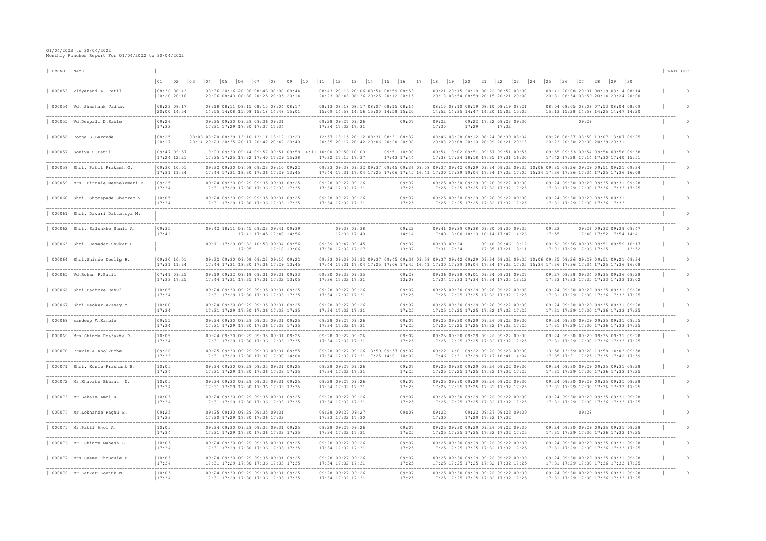01/04/2022 to 30/04/2022
Monthly Punches Report For 01/04/2022 to 30/04/2022

| EMPNO | NAME | 01 | 02 | 03 | 04 | 05 | 06 | 07 | 08 | 09 | 10 | 11 | 12 | 13 | 14 | 15 | 16 | 17 | 18 | 19 | 20 | 21 | 22 | 23 | 24 | 25 | 26 | 27 | 28 | 29 | 30 | LATE OCC |
|---|---|---|---|---|---|---|---|---|---|---|---|---|---|---|---|---|---|---|---|---|---|---|---|---|---|---|---|---|---|---|---|---|
| 000053 | Vidyerani A. Patil | 08:36 | 08:43 | | 08:36 | 20:16 | 20:06 | 08:43 | 08:08 | 08:44 | | 08:43 | 20:16 | 20:06 | 08:54 | 08:59 | 08:53 | | 09:21 | 20:15 | 20:18 | 08:22 | 08:57 | 08:30 | | 08:41 | 20:08 | 20:31 | 08:19 | 08:14 | 08:14 | 0 |
| | | 20:20 | 20:16 | | 20:06 | 08:43 | 08:36 | 20:25 | 20:05 | 20:14 | | 20:23 | 08:43 | 08:36 | 20:25 | 20:12 | 20:15 | | 20:18 | 08:54 | 08:59 | 20:15 | 20:21 | 20:08 | | 20:31 | 08:54 | 08:59 | 20:14 | 20:24 | 20:00 | |
| 000054 | Vd. Shashank Jadhav | 08:23 | 08:17 | | 08:18 | 08:11 | 08:15 | 08:15 | 08:04 | 08:17 | | 08:13 | 08:18 | 08:17 | 08:07 | 08:15 | 08:14 | | 08:10 | 08:10 | 08:19 | 08:10 | 08:19 | 08:21 | | 08:04 | 08:05 | 08:08 | 07:53 | 08:04 | 08:09 | 0 |
| | | 20:00 | 14:54 | | 14:55 | 14:08 | 15:08 | 15:18 | 14:48 | 15:01 | | 15:09 | 14:58 | 14:56 | 15:00 | 14:58 | 15:20 | | 14:52 | 14:35 | 14:47 | 14:20 | 15:02 | 15:05 | | 15:13 | 15:28 | 14:58 | 14:25 | 14:47 | 14:20 | |
| 000055 | Vd.Deepali D.Sable | 09:26 | | | 09:25 | 09:30 | 09:29 | 09:36 | 09:31 | | | 09:28 | 09:27 | 09:26 | | | 09:07 | | 09:22 | | 09:22 | 17:32 | 09:23 | 09:30 | | | | 09:28 | | | | 0 |
| | | 17:33 | | | 17:31 | 17:29 | 17:30 | 17:37 | 17:34 | | | 17:34 | 17:32 | 17:31 | | | | | 17:30 | 17:29 | | 17:32 | | | | | | | | | | |
| 000056 | Pooja S.Bargude | 08:25 | | 08:08 | 08:20 | 08:39 | 13:10 | 13:11 | 13:12 | 13:23 | | 12:57 | 13:15 | 20:12 | 08:31 | 08:31 | 08:37 | | 08:46 | 08:28 | 08:12 | 08:24 | 08:39 | 08:34 | | 08:28 | 08:37 | 08:50 | 13:07 | 13:07 | 09:25 | 0 |
| | | 20:17 | | 20:14 | 20:23 | 20:35 | 20:17 | 20:42 | 20:42 | 20:40 | | 20:35 | 20:17 | 20:42 | 20:06 | 20:20 | 20:08 | | 20:08 | 20:08 | 20:10 | 20:09 | 20:21 | 20:13 | | 20:23 | 20:30 | 20:30 | 20:39 | 20:31 | | |
| 000057 | Soniya S.Patil | 09:47 | 09:57 | | 10:03 | 09:30 | 09:44 | 09:52 | 09:51 | 09:58 | 14:11 | 10:00 | 09:50 | 10:03 | | | 09:51 | 10:00 | 09:54 | 10:02 | 09:51 | 09:57 | 09:51 | 09:55 | | 09:55 | 09:53 | 09:54 | 09:54 | 09:58 | 09:58 | 0 |
| | | 17:24 | 12:21 | | 17:25 | 17:25 | 17:32 | 17:40 | 17:29 | 15:38 | | 17:32 | 17:15 | 17:37 | | | 17:43 | 17:44 | 17:38 | 17:34 | 18:18 | 17:35 | 17:31 | 16:30 | | 17:42 | 17:28 | 17:14 | 17:30 | 17:40 | 15:51 | |
| 000058 | Shri. Patil Prakash G. | 09:30 | 10:01 | | 09:32 | 09:30 | 09:08 | 09:23 | 09:10 | 09:22 | | 09:33 | 09:38 | 09:32 | 09:37 | 09:45 | 09:36 | 09:58 | 09:37 | 09:42 | 09:29 | 09:34 | 09:32 | 09:35 | 10:06 | 09:35 | 09:26 | 09:29 | 09:51 | 09:21 | 09:34 | 0 |
| | | 17:31 | 11:34 | | 17:44 | 17:31 | 18:30 | 17:36 | 17:29 | 13:45 | | 17:44 | 17:31 | 17:04 | 17:25 | 17:06 | 17:45 | 16:41 | 17:30 | 17:39 | 19:04 | 17:34 | 17:32 | 17:05 | 15:34 | 17:36 | 17:36 | 17:34 | 17:25 | 17:36 | 16:08 | |
| 000059 | Mrs. Birnale Meenakumari B. | 09:25 | | | 09:24 | 09:30 | 09:29 | 09:35 | 09:31 | 09:25 | | 09:28 | 09:27 | 09:26 | | | 09:07 | | 09:25 | 09:30 | 09:29 | 09:26 | 09:22 | 09:30 | | 09:24 | 09:30 | 09:29 | 09:35 | 09:31 | 09:28 | 0 |
| | | 17:34 | | | 17:31 | 17:29 | 17:30 | 17:36 | 17:33 | 17:35 | | 17:34 | 17:32 | 17:31 | | | 17:25 | | 17:25 | 17:25 | 17:25 | 17:32 | 17:32 | 17:25 | | 17:31 | 17:29 | 17:30 | 17:36 | 17:33 | 17:25 | |
| 000060 | Shri. Ghorapade Shamrao V. | 10:05 | | | 09:24 | 09:30 | 09:29 | 09:35 | 09:31 | 09:25 | | 09:28 | 09:27 | 09:26 | | | 09:07 | | 09:25 | 09:30 | 09:29 | 09:26 | 09:22 | 09:30 | | 09:24 | 09:30 | 09:29 | 09:35 | 09:31 | | 0 |
| | | 17:34 | | | 17:31 | 17:29 | 17:30 | 17:36 | 17:33 | 17:35 | | 17:34 | 17:32 | 17:31 | | | 17:25 | | 17:25 | 17:25 | 17:25 | 17:32 | 17:32 | 17:25 | | 17:31 | 17:29 | 17:30 | 17:36 | 17:33 | | |
| 000061 | Shri. Davari Dattatrya M. | | | | | | | | | | | | | | | | | | | | | | | | | | | | | | | 0 |
| 000062 | Shri. Salunkhe Sunil A. | 09:35 | | | 09:42 | 18:11 | 09:45 | 09:23 | 09:41 | 09:39 | | | 09:38 | 09:38 | | | 09:22 | | 09:41 | 09:39 | 09:38 | 09:30 | 09:30 | 09:35 | | 09:23 | | 09:26 | 09:32 | 09:39 | 09:47 | 0 |
| | | 17:42 | | | | | 17:41 | 17:45 | 17:40 | 14:56 | | | 17:36 | 17:40 | | | 14:14 | | 17:40 | 18:00 | 18:13 | 18:14 | 17:47 | 14:26 | | 17:55 | | 17:48 | 17:52 | 17:54 | 14:41 | |
| 000063 | Shri. Jamadar Shukat H. | | | | 09:11 | 17:20 | 09:32 | 10:58 | 09:34 | 09:56 | | 09:39 | 09:47 | 09:45 | | | 09:37 | | 09:33 | 09:24 | | 09:40 | 09:46 | 10:12 | | 09:52 | 09:56 | 09:35 | 09:51 | 09:59 | 10:17 | 0 |
| | | | | | | | 17:05 | | 17:18 | 13:06 | | 17:30 | 17:32 | 17:27 | | | 13:37 | | 17:31 | 17:34 | | 17:35 | 17:21 | 13:11 | | 17:01 | 17:29 | 17:36 | 17:25 | | 13:52 | |
| 000064 | Shri.Shinde Deelip B. | 09:30 | 10:01 | | 09:32 | 09:30 | 09:08 | 09:23 | 09:10 | 09:22 | | 09:33 | 09:38 | 09:32 | 09:37 | 09:45 | 09:36 | 09:58 | 09:37 | 09:42 | 09:29 | 09:34 | 09:32 | 09:35 | 10:06 | 09:35 | 09:26 | 09:29 | 09:51 | 09:21 | 09:34 | 0 |
| | | 17:31 | 11:34 | | 17:44 | 17:31 | 18:30 | 17:36 | 17:29 | 13:45 | | 17:44 | 17:31 | 17:04 | 17:25 | 17:06 | 17:45 | 16:41 | 17:30 | 17:39 | 19:04 | 17:34 | 17:32 | 17:05 | 15:34 | 17:36 | 17:36 | 17:34 | 17:25 | 17:36 | 16:08 | |
| 000065 | Vd.Rohan R.Patil | 07:41 | 09:25 | | 09:19 | 09:32 | 09:18 | 09:31 | 09:31 | 09:33 | | 09:30 | 09:33 | 09:35 | | | 09:28 | | 09:36 | 09:38 | 09:01 | 09:34 | 09:31 | 09:27 | | 09:27 | 09:38 | 09:34 | 09:35 | 09:36 | 09:28 | 0 |
| | | 17:33 | 17:25 | | 17:44 | 17:31 | 17:35 | 17:31 | 17:32 | 13:05 | | 17:36 | 17:32 | 17:31 | | | 13:08 | | 17:34 | 17:33 | 17:34 | 17:34 | 17:35 | 13:12 | | 17:33 | 17:33 | 17:35 | 17:33 | 17:33 | 13:02 | |
| 000066 | Shri.Pachore Rahul | 10:05 | | | 09:24 | 09:30 | 09:29 | 09:35 | 09:31 | 09:25 | | 09:28 | 09:27 | 09:26 | | | 09:07 | | 09:25 | 09:30 | 09:29 | 09:26 | 09:22 | 09:30 | | 09:24 | 09:30 | 09:29 | 09:35 | 09:31 | 09:28 | 0 |
| | | 17:34 | | | 17:31 | 17:29 | 17:30 | 17:36 | 17:33 | 17:35 | | 17:34 | 17:32 | 17:31 | | | 17:25 | | 17:25 | 17:25 | 17:25 | 17:32 | 17:32 | 17:25 | | 17:31 | 17:29 | 17:30 | 17:36 | 17:33 | 17:25 | |
| 000067 | Shri.Deokar Akshay M. | 10:00 | | | 09:24 | 09:30 | 09:29 | 09:35 | 09:31 | 09:25 | | 09:28 | 09:27 | 09:26 | | | 09:07 | | 09:25 | 09:30 | 09:29 | 09:26 | 09:22 | 09:30 | | 09:24 | 09:30 | 09:29 | 09:35 | 09:31 | 09:28 | 0 |
| | | 17:34 | | | 17:31 | 17:29 | 17:30 | 17:36 | 17:33 | 17:35 | | 17:34 | 17:32 | 17:31 | | | 17:25 | | 17:25 | 17:25 | 17:25 | 17:32 | 17:32 | 17:25 | | 17:31 | 17:29 | 17:30 | 17:36 | 17:33 | 17:25 | |
| 000068 | sandeep A.Kamble | 09:55 | | | 09:24 | 09:30 | 09:29 | 09:35 | 09:31 | 09:25 | | 09:28 | 09:27 | 09:26 | | | 09:07 | | 09:25 | 09:30 | 09:29 | 09:26 | 09:22 | 09:30 | | 09:24 | 09:30 | 09:29 | 09:35 | 09:31 | 09:55 | 0 |
| | | 17:34 | | | 17:31 | 17:29 | 17:30 | 17:36 | 17:33 | 17:35 | | 17:34 | 17:32 | 17:31 | | | 17:25 | | 17:25 | 17:25 | 17:25 | 17:32 | 17:32 | 17:25 | | 17:31 | 17:29 | 17:30 | 17:36 | 17:33 | 17:25 | |
| 000069 | Mrs.Shinde Prajakta R. | 10:05 | | | 09:24 | 09:30 | 09:29 | 09:35 | 09:31 | 09:25 | | 09:28 | 09:27 | 09:26 | | | 09:07 | | 09:25 | 09:30 | 09:29 | 09:26 | 09:22 | 09:30 | | 09:24 | 09:30 | 09:29 | 09:35 | 09:31 | 09:28 | 0 |
| | | 17:34 | | | 17:31 | 17:29 | 17:30 | 17:36 | 17:33 | 17:35 | | 17:34 | 17:32 | 17:31 | | | 17:25 | | 17:25 | 17:25 | 17:25 | 17:32 | 17:32 | 17:25 | | 17:31 | 17:29 | 17:30 | 17:36 | 17:33 | 17:25 | |
| 000070 | Pravin A.Kholkumbe | 09:26 | | | 09:25 | 09:30 | 09:29 | 09:36 | 09:31 | 09:55 | | 09:28 | 09:27 | 09:26 | 13:59 | 09:57 | 09:07 | | 09:22 | 14:01 | 09:22 | 09:26 | 09:23 | 09:30 | | 13:58 | 13:59 | 09:28 | 13:58 | 14:03 | 09:58 | 0 |
| | | 17:33 | | | 17:31 | 17:29 | 17:30 | 17:37 | 17:30 | 14:04 | | 17:34 | 17:32 | 17:31 | 17:25 | 14:01 | 10:02 | | 17:46 | 17:31 | 17:29 | 17:47 | 18:41 | 14:04 | | 17:35 | 17:31 | 17:25 | 17:35 | 17:42 | 17:59 | |
| 000071 | Shri. Kurle Prashant B. | 10:05 | | | 09:24 | 09:30 | 09:29 | 09:35 | 09:31 | 09:25 | | 09:28 | 09:27 | 09:26 | | | 09:07 | | 09:25 | 09:30 | 09:29 | 09:26 | 09:22 | 09:30 | | 09:24 | 09:30 | 09:29 | 09:35 | 09:31 | 09:28 | 0 |
| | | 17:34 | | | 17:31 | 17:29 | 17:30 | 17:36 | 17:33 | 17:35 | | 17:34 | 17:32 | 17:31 | | | 17:25 | | 17:25 | 17:25 | 17:25 | 17:32 | 17:32 | 17:25 | | 17:31 | 17:29 | 17:30 | 17:36 | 17:33 | 17:25 | |
| 000072 | Mr.Khavate Bharat D. | 10:05 | | | 09:24 | 09:30 | 09:29 | 09:35 | 09:31 | 09:25 | | 09:28 | 09:27 | 09:26 | | | 09:07 | | 09:25 | 09:30 | 09:29 | 09:26 | 09:22 | 09:30 | | 09:24 | 09:30 | 09:29 | 09:35 | 09:31 | 09:28 | 0 |
| | | 17:34 | | | 17:31 | 17:29 | 17:30 | 17:36 | 17:33 | 17:35 | | 17:34 | 17:32 | 17:31 | | | 17:25 | | 17:25 | 17:25 | 17:25 | 17:32 | 17:32 | 17:25 | | 17:31 | 17:29 | 17:30 | 17:36 | 17:33 | 17:25 | |
| 000073 | Mr.Sakale Amol R. | 10:05 | | | 09:24 | 09:30 | 09:29 | 09:35 | 09:31 | 09:25 | | 09:28 | 09:27 | 09:26 | | | 09:07 | | 09:25 | 09:30 | 09:29 | 09:26 | 09:22 | 09:30 | | 09:24 | 09:30 | 09:29 | 09:35 | 09:31 | 09:28 | 0 |
| | | 17:34 | | | 17:31 | 17:29 | 17:30 | 17:36 | 17:33 | 17:35 | | 17:34 | 17:32 | 17:31 | | | 17:25 | | 17:25 | 17:25 | 17:25 | 17:32 | 17:32 | 17:25 | | 17:31 | 17:29 | 17:30 | 17:36 | 17:33 | 17:25 | |
| 000074 | Mr.Lokhande Raghu B. | 09:25 | | | 09:25 | 09:30 | 09:29 | 09:35 | 09:31 | | | 09:28 | 09:27 | 09:27 | | | 09:08 | | 09:22 | | 09:22 | 09:27 | 09:23 | 09:30 | | | | 09:28 | | | | 0 |
| | | 17:33 | | | 17:30 | 17:29 | 17:30 | 17:36 | 17:33 | | | 17:33 | 17:32 | 17:30 | | | | | 17:30 | | 17:29 | 17:32 | 17:32 | | | | | | | | | |
| 000075 | Mr.Patil Amol A. | 10:05 | | | 09:24 | 09:30 | 09:29 | 09:35 | 09:31 | 09:25 | | 09:28 | 09:27 | 09:26 | | | 09:07 | | 09:25 | 09:30 | 09:29 | 09:26 | 09:22 | 09:30 | | 09:24 | 09:30 | 09:29 | 09:35 | 09:31 | 09:28 | 0 |
| | | 17:34 | | | 17:31 | 17:29 | 17:30 | 17:36 | 17:33 | 17:35 | | 17:34 | 17:32 | 17:31 | | | 17:25 | | 17:25 | 17:25 | 17:25 | 17:32 | 17:32 | 17:25 | | 17:31 | 17:29 | 17:30 | 17:36 | 17:33 | 17:25 | |
| 000076 | Mr. Shinge Mahesh S. | 10:05 | | | 09:24 | 09:30 | 09:29 | 09:35 | 09:31 | 09:25 | | 09:28 | 09:27 | 09:26 | | | 09:07 | | 09:25 | 09:30 | 09:29 | 09:26 | 09:22 | 09:30 | | 09:24 | 09:30 | 09:29 | 09:35 | 09:31 | 09:28 | 0 |
| | | 17:34 | | | 17:31 | 17:29 | 17:30 | 17:36 | 17:33 | 17:35 | | 17:34 | 17:32 | 17:31 | | | 17:25 | | 17:25 | 17:25 | 17:25 | 17:32 | 17:32 | 17:25 | | 17:31 | 17:29 | 17:30 | 17:36 | 17:33 | 17:25 | |
| 000077 | Mrs.Seema Chougule B | 10:05 | | | 09:24 | 09:30 | 09:29 | 09:35 | 09:31 | 09:25 | | 09:28 | 09:27 | 09:26 | | | 09:07 | | 09:25 | 09:30 | 09:29 | 09:26 | 09:22 | 09:30 | | 09:24 | 09:30 | 09:29 | 09:35 | 09:31 | 09:28 | 0 |
| | | 17:34 | | | 17:31 | 17:29 | 17:30 | 17:36 | 17:33 | 17:35 | | 17:34 | 17:32 | 17:31 | | | 17:25 | | 17:25 | 17:25 | 17:25 | 17:32 | 17:32 | 17:25 | | 17:31 | 17:29 | 17:30 | 17:36 | 17:33 | 17:25 | |
| 000078 | Mr.Katkar Koutuk N. | 10:05 | | | 09:24 | 09:30 | 09:29 | 09:35 | 09:31 | 09:25 | | 09:28 | 09:27 | 09:26 | | | 09:07 | | 09:25 | 09:30 | 09:29 | 09:26 | 09:22 | 09:30 | | 09:24 | 09:30 | 09:29 | 09:35 | 09:31 | 09:28 | 0 |
| | | 17:34 | | | 17:31 | 17:29 | 17:30 | 17:36 | 17:33 | 17:35 | | 17:34 | 17:32 | 17:31 | | | 17:25 | | 17:25 | 17:25 | 17:25 | 17:32 | 17:32 | 17:25 | | 17:31 | 17:29 | 17:30 | 17:36 | 17:33 | 17:25 | |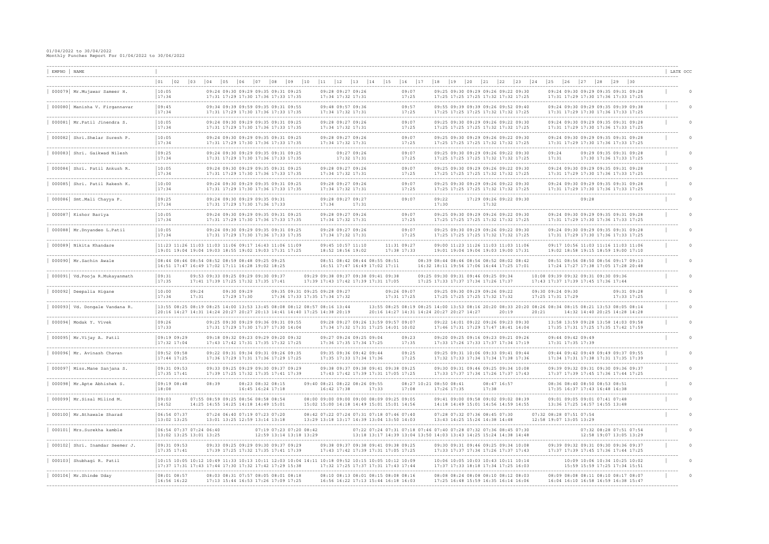01/04/2022 to 30/04/2022
Monthly Punches Report For 01/04/2022 to 30/04/2022

Day columns: 01 02 03 04 05 06 07 08 09 10 11 12 13 14 15 16 17 18 19 20 21 22 23 24 25 26 27 28 29 30

| EMPNO | NAME | Punches (line 1) | Punches (line 2) | LATE OCC |
|---|---|---|---|---|
| 000079 | Mr.Mujawar Sameer H. | 10:05 09:24 09:30 09:29 09:35 09:31 09:25 09:28 09:27 09:26 09:07 09:25 09:30 09:29 09:26 09:22 09:30 09:24 09:30 09:29 09:35 09:31 09:28 | 17:34 17:31 17:29 17:30 17:36 17:33 17:35 17:34 17:32 17:31 17:25 17:25 17:25 17:25 17:32 17:32 17:25 17:31 17:29 17:30 17:36 17:33 17:25 | 0 |
| 000080 | Manisha V. Firgannavar | 09:45 09:34 09:39 09:59 09:35 09:31 09:55 09:48 09:57 09:36 09:57 09:55 09:39 09:39 09:26 09:52 09:40 09:24 09:30 09:29 09:35 09:39 09:38 | 17:34 17:31 17:29 17:30 17:36 17:33 17:35 17:34 17:32 17:31 17:25 17:25 17:25 17:25 17:32 17:32 17:25 17:31 17:29 17:30 17:36 17:33 17:25 | 0 |
| 000081 | Mr.Patil Jinendra S. | 10:05 09:24 09:30 09:29 09:35 09:31 09:25 09:28 09:27 09:26 09:07 09:25 09:30 09:29 09:26 09:22 09:30 09:24 09:30 09:29 09:35 09:31 09:28 | 17:34 17:31 17:29 17:30 17:36 17:33 17:35 17:34 17:32 17:31 17:25 17:25 17:25 17:25 17:32 17:32 17:25 17:31 17:29 17:30 17:36 17:33 17:25 | 0 |
| 000082 | Shri.Shelar Suresh P. | 10:05 09:24 09:30 09:29 09:35 09:31 09:25 09:28 09:27 09:26 09:07 09:25 09:30 09:29 09:26 09:22 09:30 09:24 09:30 09:29 09:35 09:31 09:28 | 17:34 17:31 17:29 17:30 17:36 17:33 17:35 17:34 17:32 17:31 17:25 17:25 17:25 17:25 17:32 17:32 17:25 17:31 17:29 17:30 17:36 17:33 17:25 | 0 |
| 000083 | Shri. Gaikwad Nilesh | 09:25 09:24 09:30 09:29 09:35 09:31 09:25 09:27 09:26 09:07 09:25 09:30 09:29 09:26 09:22 09:30 09:24 09:29 09:35 09:31 09:28 | 17:34 17:31 17:29 17:30 17:36 17:33 17:35 17:32 17:31 17:25 17:25 17:25 17:25 17:32 17:32 17:25 17:31 17:30 17:36 17:33 17:25 | 0 |
| 000084 | Shri. Patil Ankush R. | 10:05 09:24 09:30 09:29 09:35 09:31 09:25 09:28 09:27 09:26 09:07 09:25 09:30 09:29 09:26 09:22 09:30 09:24 09:30 09:29 09:35 09:31 09:28 | 17:34 17:31 17:29 17:30 17:36 17:33 17:35 17:34 17:32 17:31 17:25 17:25 17:25 17:25 17:32 17:32 17:25 17:31 17:29 17:30 17:36 17:33 17:25 | 0 |
| 000085 | Shri. Patil Rakesh K. | 10:00 09:24 09:30 09:29 09:35 09:31 09:25 09:28 09:27 09:26 09:07 09:25 09:30 09:29 09:26 09:22 09:30 09:24 09:30 09:29 09:35 09:31 09:28 | 17:34 17:31 17:29 17:30 17:36 17:33 17:35 17:34 17:32 17:31 17:25 17:25 17:25 17:25 17:32 17:32 17:25 17:31 17:29 17:30 17:36 17:33 17:25 | 0 |
| 000086 | Smt.Mali Chayya P. | 09:25 09:24 09:30 09:29 09:35 09:31 09:28 09:27 09:27 09:07 09:22 17:29 09:26 09:22 09:30 09:28 | 17:34 17:31 17:29 17:30 17:36 17:33 17:34 17:31 17:30 17:32 | 0 |
| 000087 | Kishor Bariya | 10:05 09:24 09:30 09:29 09:35 09:31 09:25 09:28 09:27 09:26 09:07 09:25 09:30 09:29 09:26 09:22 09:30 09:24 09:30 09:29 09:35 09:31 09:28 | 17:34 17:31 17:29 17:30 17:36 17:33 17:35 17:34 17:32 17:31 17:25 17:25 17:25 17:25 17:32 17:32 17:25 17:31 17:29 17:30 17:36 17:33 17:25 | 0 |
| 000088 | Mr.Dnyandeo L.Patil | 10:05 09:24 09:30 09:29 09:35 09:31 09:25 09:28 09:27 09:26 09:07 09:25 09:30 09:29 09:26 09:22 09:30 09:24 09:30 09:29 09:35 09:31 09:28 | 17:34 17:31 17:29 17:30 17:36 17:33 17:35 17:34 17:32 17:31 17:25 17:25 17:25 17:25 17:32 17:32 17:25 17:31 17:29 17:30 17:36 17:33 17:25 | 0 |
| 000089 | Nikita Khandare | 11:23 11:26 11:03 11:03 11:06 09:17 16:43 11:06 11:09 09:45 10:57 11:10 11:31 09:27 09:00 11:23 11:26 11:03 11:03 11:06 09:17 10:56 11:03 11:16 11:03 11:06 | 19:01 19:04 19:04 19:03 18:55 19:02 19:03 17:31 17:25 18:52 18:56 19:02 17:38 17:33 19:01 19:04 19:04 19:03 19:00 17:31 19:02 18:58 19:15 18:59 19:00 17:10 | 0 |
| 000090 | Mr.Sachin Awale | 08:44 08:46 08:54 08:52 08:59 08:48 09:25 09:25 08:51 08:42 08:44 08:55 08:51 08:39 08:44 08:46 08:54 08:52 08:02 08:42 08:51 08:56 08:50 08:56 09:17 09:13 | 16:51 17:47 16:49 17:02 17:11 16:28 19:02 18:25 16:51 17:47 16:49 17:02 17:11 16:32 18:11 19:56 17:06 16:44 17:25 17:01 17:24 17:27 17:38 17:05 17:28 20:48 | 0 |
| 000091 | Vd.Pooja R.Mukayanmath | 09:31 09:53 09:33 09:25 09:29 09:30 09:37 09:29 09:38 09:37 09:38 09:41 09:38 09:25 09:30 09:31 09:46 09:25 09:34 10:08 09:39 09:32 09:31 09:30 09:36 | 17:35 17:41 17:39 17:25 17:32 17:35 17:41 17:39 17:43 17:42 17:39 17:31 17:05 17:25 17:33 17:37 17:34 17:26 17:37 17:43 17:37 17:39 17:45 17:36 17:44 | 0 |
| 000092 | Deepalia Higane | 10:00 09:24 09:30 09:29 09:35 09:31 09:25 09:28 09:27 09:26 09:07 09:25 09:30 09:29 09:26 09:22 09:30 09:24 09:30 09:31 09:28 | 17:34 17:31 17:29 17:30 17:36 17:33 17:35 17:35 17:34 17:32 17:31 17:25 17:25 17:25 17:25 17:25 17:32 17:32 17:25 17:31 17:29 17:33 17:25 | 0 |
| 000093 | Vd. Dongale Vandana R. | 13:55 08:25 08:19 08:25 14:00 13:53 13:45 08:08 08:12 08:57 08:16 13:44 13:55 08:25 08:19 08:25 14:00 13:53 08:16 20:20 08:33 20:20 08:26 08:34 08:15 08:21 13:53 08:05 08:14 | 20:16 14:27 14:31 14:24 20:27 20:27 20:13 14:41 14:40 17:25 14:38 20:19 20:16 14:27 14:31 14:24 20:27 20:27 14:27 20:19 20:21 14:32 14:40 20:25 14:28 14:28 | 0 |
| 000094 | Modak Y. Vivek | 09:26 09:25 09:30 09:29 09:26 09:31 09:55 09:28 09:27 09:26 13:59 09:57 09:07 09:22 14:01 09:22 09:26 09:23 09:30 13:58 13:59 09:28 13:58 14:03 09:58 | 17:33 17:31 17:29 17:30 17:37 17:30 14:04 17:34 17:32 17:31 17:25 14:01 10:02 17:46 17:31 17:29 17:47 18:41 14:04 17:35 17:31 17:25 17:35 17:42 17:59 | 0 |
| 000095 | Mr.Vijay A. Patil | 09:19 09:29 09:18 09:32 09:23 09:29 09:20 09:32 09:27 09:24 09:25 09:04 09:23 09:20 09:25 09:16 09:23 09:21 09:26 09:44 09:42 09:49 | 17:32 17:04 17:43 17:42 17:31 17:35 17:32 17:25 17:36 17:35 17:34 17:25 17:35 17:33 17:26 17:33 17:37 17:34 17:19 17:31 17:35 17:39 | 0 |
| 000096 | Mr. Avinash Chavan | 09:52 09:58 09:22 09:31 09:34 09:31 09:26 09:35 09:35 09:36 09:42 09:44 09:25 09:25 09:31 10:06 09:33 09:41 09:44 09:44 09:42 09:49 09:49 09:37 09:55 | 17:44 17:25 17:36 17:29 17:31 17:36 17:29 17:25 17:35 17:33 17:34 17:36 17:25 17:32 17:33 17:34 17:34 17:38 17:36 17:34 17:31 17:38 17:31 17:35 17:39 | 0 |
| 000097 | Miss.Mane Sanjana S. | 09:31 09:53 09:33 09:25 09:29 09:30 09:37 09:29 09:38 09:37 09:38 09:41 09:38 09:25 09:30 09:31 09:46 09:25 09:34 10:08 09:39 09:32 09:31 09:30 09:36 09:37 | 17:35 17:41 17:39 17:25 17:32 17:35 17:41 17:39 17:43 17:42 17:39 17:31 17:05 17:25 17:33 17:37 17:34 17:26 17:37 17:43 17:37 17:39 17:45 17:36 17:44 17:25 | 0 |
| 000098 | Mr.Apte Abhishek S. | 09:19 08:48 08:39 08:23 08:32 08:15 09:40 08:21 08:22 08:26 09:55 08:27 10:21 08:50 08:41 08:47 16:57 08:36 08:40 08:50 08:53 08:51 | 18:08 16:45 16:24 17:18 16:42 17:38 17:33 17:08 17:26 17:35 17:38 17:35 16:37 17:43 16:48 16:38 | 0 |
| 000099 | Mr.Sisal Milind M. | 09:03 07:55 08:59 09:25 08:56 08:58 08:54 08:00 09:00 09:00 09:00 08:09 09:25 09:05 09:41 09:00 09:58 09:02 09:02 08:39 09:01 09:05 09:01 07:41 07:48 | 14:52 14:25 14:55 14:25 14:18 14:49 15:01 15:02 15:00 14:18 14:49 15:01 14:56 14:18 14:49 15:01 14:56 14:59 14:55 13:36 17:25 14:57 14:55 13:48 | 0 |
| 000100 | Mr.Athawale Sharad | 06:54 07:37 07:24 06:40 07:19 07:23 07:20 08:42 07:22 07:24 07:31 07:18 07:46 07:40 07:28 07:32 07:36 08:45 07:30 07:32 08:28 07:51 07:54 | 13:02 13:25 13:01 13:25 12:59 13:14 13:18 13:29 13:18 13:17 14:39 13:04 13:50 14:03 13:43 14:25 15:24 14:38 14:48 12:58 19:07 13:05 13:29 | 0 |
| 000101 | Mrs.Surekha kamble | 06:54 07:37 07:24 06:40 07:19 07:23 07:20 08:42 07:22 07:24 07:31 07:18 07:46 07:40 07:28 07:32 07:36 08:45 07:30 07:32 08:28 07:51 07:54 | 13:02 13:25 13:01 13:25 12:59 13:14 13:18 13:29 13:18 13:17 14:39 13:04 13:50 14:03 13:43 14:25 15:24 14:38 14:48 12:58 19:07 13:05 13:29 | 0 |
| 000102 | Shri. Inamdar Seemer J. | 09:31 09:53 09:33 09:25 09:29 09:30 09:37 09:29 09:38 09:37 09:38 09:41 09:38 09:25 09:30 09:31 09:46 09:25 09:34 10:08 09:39 09:32 09:31 09:30 09:36 09:37 | 17:35 17:41 17:39 17:25 17:32 17:35 17:41 17:39 17:43 17:42 17:39 17:31 17:05 17:25 17:33 17:37 17:34 17:26 17:37 17:43 17:37 17:39 17:45 17:36 17:44 17:25 | 0 |
| 000103 | Shubhagi R. Patil | 10:15 10:05 10:12 10:49 11:33 10:13 10:11 12:03 10:04 14:11 10:18 09:52 10:15 10:05 10:12 10:09 10:06 10:05 10:03 10:43 10:11 10:14 10:09 10:06 10:34 10:25 10:02 | 17:37 17:31 17:43 17:44 17:30 17:32 17:42 17:29 15:38 17:32 17:25 17:37 17:31 17:43 17:44 17:37 17:33 18:18 17:34 17:25 16:03 15:59 15:59 17:25 17:34 15:51 | 0 |
| 000104 | Mr.Shinde Uday | 08:01 08:57 08:03 08:31 07:57 08:05 08:01 08:18 08:10 08:13 08:01 08:15 08:08 08:16 08:08 08:24 08:08 08:10 08:12 08:03 08:09 08:08 08:11 08:10 08:17 08:07 | 16:56 16:22 17:13 15:44 16:53 17:26 17:09 17:25 16:56 16:22 17:13 15:44 16:18 16:03 17:25 16:48 15:59 16:35 16:14 16:06 16:04 16:10 16:58 16:59 16:38 15:47 | 0 |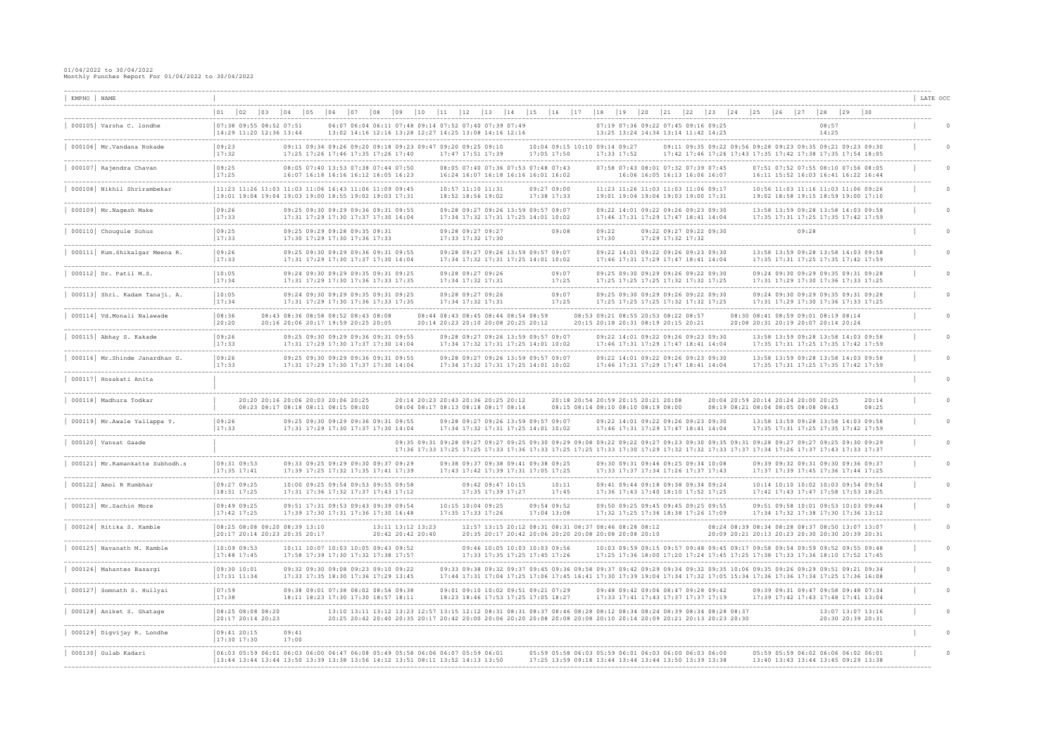01/04/2022 to 30/04/2022
Monthly Punches Report For 01/04/2022 to 30/04/2022

| EMPNO | NAME | 01 | 02 | 03 | 04 | 05 | 06 | 07 | 08 | 09 | 10 | 11 | 12 | 13 | 14 | 15 | 16 | 17 | 18 | 19 | 20 | 21 | 22 | 23 | 24 | 25 | 26 | 27 | 28 | 29 | 30 | LATE OCC |
|---|---|---|---|---|---|---|---|---|---|---|---|---|---|---|---|---|---|---|---|---|---|---|---|---|---|---|---|---|---|---|---|---|
| 000105 | Varsha C. londhe | 07:38 | 09:55 | 08:52 | 07:51 | | 06:07 | 06:04 | 06:11 | 07:48 | 09:14 | 07:52 | 07:40 | 07:39 | 07:49 | | | | 07:19 | 07:36 | 09:22 | 07:45 | 09:16 | 09:25 | | | | | 08:57 | | | 0 |
| | | 14:29 | 11:20 | 12:36 | 13:44 | | 13:02 | 14:16 | 12:16 | 13:28 | 12:27 | 14:25 | 13:08 | 14:16 | 12:16 | | | | 13:25 | 13:24 | 14:34 | 13:14 | 11:42 | 14:25 | | | | | 14:25 | | | |
| 000106 | Mr.Vandana Rokade | 09:23 | | | 09:11 | 09:34 | 09:26 | 09:20 | 09:18 | 09:23 | 09:47 | 09:20 | 09:25 | 09:10 | | 10:04 | 09:15 | 10:10 | 09:14 | 09:27 | | 09:11 | 09:35 | 09:22 | 09:56 | 09:28 | 09:23 | 09:35 | 09:21 | 09:23 | 09:30 | 0 |
| | | 17:32 | | | 17:25 | 17:26 | 17:46 | 17:35 | 17:26 | 17:40 | | 17:47 | 17:51 | 17:39 | | 17:05 | 17:50 | | 17:33 | 17:52 | | 17:42 | 17:46 | 17:26 | 17:43 | 17:35 | 17:42 | 17:38 | 17:35 | 17:54 | 18:05 | |
| 000107 | Rajendra Chavan | 09:25 | | | 08:05 | 07:40 | 13:53 | 07:38 | 07:44 | 07:50 | | 08:05 | 07:40 | 07:36 | 07:58 | 07:43 | | | 07:58 | 07:43 | 08:01 | 07:32 | 07:39 | 07:45 | | 07:51 | 07:52 | 07:55 | 08:10 | 07:56 | 08:05 | 0 |
| | | 17:25 | | | 16:07 | 16:18 | 16:16 | 16:12 | 16:05 | 16:23 | | 16:24 | 16:07 | 16:18 | 16:16 | 16:01 | 16:02 | | | 16:06 | 16:05 | 16:13 | 16:06 | 16:07 | | 16:11 | 15:52 | 16:03 | 16:41 | 16:22 | 16:44 | |
| 000108 | Nikhil Shrirambekar | 11:23 | 11:26 | 11:03 | 11:03 | 11:06 | 16:43 | 11:06 | 11:09 | 09:45 | | 10:57 | 11:10 | 11:31 | | 09:27 | 09:00 | | 11:23 | 11:26 | 11:03 | 11:03 | 11:06 | 09:17 | | 10:56 | 11:03 | 11:16 | 11:03 | 11:06 | 09:26 | 0 |
| | | 19:01 | 19:04 | 19:03 | 19:00 | 18:55 | 19:02 | 19:03 | 17:31 | | | 18:52 | 18:56 | 19:02 | | 17:38 | 17:33 | | 19:01 | 19:04 | 19:04 | 19:03 | 19:00 | 17:31 | | 19:02 | 18:58 | 19:15 | 18:59 | 19:00 | 17:10 | |
| 000109 | Mr.Nagesh Make | 09:26 | | | 09:25 | 09:30 | 09:29 | 09:36 | 09:31 | 09:55 | | 09:28 | 09:27 | 09:26 | 13:59 | 09:57 | 09:07 | | 09:22 | 14:01 | 09:22 | 09:26 | 09:23 | 09:30 | | 13:58 | 13:59 | 09:28 | 13:58 | 14:03 | 09:58 | 0 |
| | | 17:33 | | | 17:31 | 17:29 | 17:30 | 17:37 | 17:30 | 14:04 | | 17:34 | 17:32 | 17:31 | 17:25 | 14:01 | 10:02 | | 17:46 | 17:31 | 17:29 | 17:47 | 18:41 | 14:04 | | 17:35 | 17:31 | 17:25 | 17:35 | 17:42 | 17:59 | |
| 000110 | Chougule Suhus | 09:25 | | | 09:25 | 09:29 | 09:28 | 09:35 | 09:31 | | | 09:28 | 09:27 | 09:27 | | | 09:08 | | 09:22 | | 09:22 | 09:27 | 09:22 | 09:30 | | | | 09:28 | | | | 0 |
| | | 17:33 | | | 17:30 | 17:29 | 17:30 | 17:36 | 17:33 | | | 17:33 | 17:32 | 17:30 | | | | | 17:30 | | 17:29 | 17:32 | 17:32 | | | | | | | | | |
| 000111 | Kum.Shikalgar Meena R. | 09:26 | | | 09:25 | 09:30 | 09:29 | 09:36 | 09:31 | 09:55 | | 09:28 | 09:27 | 09:26 | 13:59 | 09:57 | 09:07 | | 09:22 | 14:01 | 09:22 | 09:26 | 09:23 | 09:30 | | 13:58 | 13:59 | 09:28 | 13:58 | 14:03 | 09:58 | 0 |
| | | 17:33 | | | 17:31 | 17:29 | 17:30 | 17:37 | 17:30 | 14:04 | | 17:34 | 17:32 | 17:31 | 17:25 | 14:01 | 10:02 | | 17:46 | 17:31 | 17:29 | 17:47 | 18:41 | 14:04 | | 17:35 | 17:31 | 17:25 | 17:35 | 17:42 | 17:59 | |
| 000112 | Dr. Patil M.S. | 10:05 | | | 09:24 | 09:30 | 09:29 | 09:35 | 09:31 | 09:25 | | 09:28 | 09:27 | 09:26 | | | 09:07 | | 09:25 | 09:30 | 09:29 | 09:26 | 09:22 | 09:30 | | 09:24 | 09:30 | 09:29 | 09:35 | 09:31 | 09:28 | 0 |
| | | 17:34 | | | 17:31 | 17:29 | 17:30 | 17:36 | 17:33 | 17:35 | | 17:34 | 17:32 | 17:31 | | | 17:25 | | 17:25 | 17:25 | 17:25 | 17:32 | 17:32 | 17:25 | | 17:31 | 17:29 | 17:30 | 17:36 | 17:33 | 17:25 | |
| 000113 | Shri. Kadam Tanaji. A. | 10:05 | | | 09:24 | 09:30 | 09:29 | 09:35 | 09:31 | 09:25 | | 09:28 | 09:27 | 09:26 | | | 09:07 | | 09:25 | 09:30 | 09:29 | 09:26 | 09:22 | 09:30 | | 09:24 | 09:30 | 09:29 | 09:35 | 09:31 | 09:28 | 0 |
| | | 17:34 | | | 17:31 | 17:29 | 17:30 | 17:36 | 17:33 | 17:35 | | 17:34 | 17:32 | 17:31 | | | 17:25 | | 17:25 | 17:25 | 17:25 | 17:32 | 17:32 | 17:25 | | 17:31 | 17:29 | 17:30 | 17:36 | 17:33 | 17:25 | |
| 000114 | Vd.Monali Nalawade | 08:36 | | 08:43 | 08:36 | 08:58 | 08:52 | 08:43 | 08:08 | | 08:44 | 08:43 | 08:45 | 08:44 | 08:54 | 08:59 | | 08:53 | 09:21 | 08:55 | 20:53 | 08:22 | 08:57 | | 08:30 | 08:41 | 08:59 | 09:01 | 08:19 | 08:14 | | 0 |
| | | 20:20 | | 20:16 | 20:06 | 20:17 | 19:59 | 20:25 | 20:05 | | 20:14 | 20:23 | 20:10 | 20:08 | 20:25 | 20:12 | | 20:15 | 20:18 | 20:31 | 08:19 | 20:15 | 20:21 | | 20:08 | 20:31 | 20:19 | 20:07 | 20:14 | 20:24 | | |
| 000115 | Abhay S. Kakade | 09:26 | | | 09:25 | 09:30 | 09:29 | 09:36 | 09:31 | 09:55 | | 09:28 | 09:27 | 09:26 | 13:59 | 09:57 | 09:07 | | 09:22 | 14:01 | 09:22 | 09:26 | 09:23 | 09:30 | | 13:58 | 13:59 | 09:28 | 13:58 | 14:03 | 09:58 | 0 |
| | | 17:33 | | | 17:31 | 17:29 | 17:30 | 17:37 | 17:30 | 14:04 | | 17:34 | 17:32 | 17:31 | 17:25 | 14:01 | 10:02 | | 17:46 | 17:31 | 17:29 | 17:47 | 18:41 | 14:04 | | 17:35 | 17:31 | 17:25 | 17:35 | 17:42 | 17:59 | |
| 000116 | Mr.Shinde Janardhan G. | 09:26 | | | 09:25 | 09:30 | 09:29 | 09:36 | 09:31 | 09:55 | | 09:28 | 09:27 | 09:26 | 13:59 | 09:57 | 09:07 | | 09:22 | 14:01 | 09:22 | 09:26 | 09:23 | 09:30 | | 13:58 | 13:59 | 09:28 | 13:58 | 14:03 | 09:58 | 0 |
| | | 17:33 | | | 17:31 | 17:29 | 17:30 | 17:37 | 17:30 | 14:04 | | 17:34 | 17:32 | 17:31 | 17:25 | 14:01 | 10:02 | | 17:46 | 17:31 | 17:29 | 17:47 | 18:41 | 14:04 | | 17:35 | 17:31 | 17:25 | 17:35 | 17:42 | 17:59 | |
| 000117 | Hosakati Anita | | | | | | | | | | | | | | | | | | | | | | | | | | | | | | | 0 |
| 000118 | Madhura Todkar | | 20:20 | 20:16 | 20:06 | 20:03 | 20:06 | 20:25 | | 20:14 | 20:23 | 20:43 | 20:36 | 20:25 | 20:12 | | 20:18 | 20:54 | 20:59 | 20:15 | 20:21 | 20:08 | | 20:04 | 20:59 | 20:14 | 20:24 | 20:00 | 20:25 | | 20:14 | 0 |
| | | | 08:23 | 08:17 | 08:18 | 08:11 | 08:15 | 08:00 | | 08:04 | 08:17 | 08:13 | 08:18 | 08:17 | 08:14 | | 08:15 | 08:14 | 08:10 | 08:10 | 08:19 | 08:00 | | 08:19 | 08:21 | 08:04 | 08:05 | 08:08 | 08:43 | | 08:25 | |
| 000119 | Mr.Awale Yallappa Y. | 09:26 | | | 09:25 | 09:30 | 09:29 | 09:36 | 09:31 | 09:55 | | 09:28 | 09:27 | 09:26 | 13:59 | 09:57 | 09:07 | | 09:22 | 14:01 | 09:22 | 09:26 | 09:23 | 09:30 | | 13:58 | 13:59 | 09:28 | 13:58 | 14:03 | 09:58 | 0 |
| | | 17:33 | | | 17:31 | 17:29 | 17:30 | 17:37 | 17:30 | 14:04 | | 17:34 | 17:32 | 17:31 | 17:25 | 14:01 | 10:02 | | 17:46 | 17:31 | 17:29 | 17:47 | 18:41 | 14:04 | | 17:35 | 17:31 | 17:25 | 17:35 | 17:42 | 17:59 | |
| 000120 | Vansat Gaade | | | | | | | | | 09:35 | 09:31 | 09:28 | 09:27 | 09:27 | 09:25 | 09:30 | 09:29 | 09:08 | 09:22 | 09:22 | 09:27 | 09:23 | 09:30 | 09:35 | 09:31 | 09:28 | 09:27 | 09:27 | 09:25 | 09:30 | 09:29 | 0 |
| | | | | | | | | | 17:36 | 17:33 | 17:25 | 17:25 | 17:33 | 17:36 | 17:33 | 17:25 | 17:25 | 17:25 | 17:33 | 17:30 | 17:29 | 17:32 | 17:32 | 17:33 | 17:37 | 17:34 | 17:26 | 17:37 | 17:43 | 17:33 | 17:37 | |
| 000121 | Mr.Ramankatte Subhodh.s | 09:31 | 09:53 | | 09:33 | 09:25 | 09:29 | 09:30 | 09:37 | 09:29 | | 09:38 | 09:37 | 09:38 | 09:41 | 09:38 | 09:25 | | 09:30 | 09:31 | 09:46 | 09:25 | 09:34 | 10:08 | | 09:39 | 09:32 | 09:31 | 09:30 | 09:36 | 09:37 | 0 |
| | | 17:35 | 17:41 | | 17:39 | 17:25 | 17:32 | 17:35 | 17:41 | 17:39 | | 17:43 | 17:42 | 17:39 | 17:31 | 17:05 | 17:25 | | 17:33 | 17:37 | 17:34 | 17:26 | 17:37 | 17:43 | | 17:37 | 17:39 | 17:45 | 17:36 | 17:44 | 17:25 | |
| 000122 | Amol R Kumbhar | 09:27 | 09:25 | | 10:00 | 09:25 | 09:54 | 09:53 | 09:55 | 09:58 | | | 09:42 | 09:47 | 10:15 | | 10:11 | | 09:41 | 09:44 | 09:18 | 09:38 | 09:34 | 09:24 | | 10:14 | 10:10 | 10:02 | 10:03 | 09:54 | 09:54 | 0 |
| | | 18:31 | 17:25 | | 17:31 | 17:36 | 17:32 | 17:37 | 17:43 | 17:12 | | | 17:35 | 17:39 | 17:27 | | 17:45 | | 17:36 | 17:43 | 17:40 | 18:10 | 17:52 | 17:25 | | 17:42 | 17:43 | 17:47 | 17:58 | 17:53 | 18:25 | |
| 000123 | Mr.Sachin More | 09:49 | 09:25 | | 09:51 | 17:31 | 09:53 | 09:43 | 09:39 | 09:54 | | 10:15 | 10:04 | 09:25 | | 09:54 | 09:52 | | 09:50 | 09:25 | 09:45 | 09:45 | 09:25 | 09:55 | | 09:51 | 09:58 | 10:01 | 09:53 | 10:03 | 09:44 | 0 |
| | | 17:42 | 17:25 | | 17:39 | 17:30 | 17:31 | 17:36 | 17:30 | 16:48 | | 17:35 | 17:33 | 17:26 | | 17:04 | 13:08 | | 17:32 | 17:25 | 17:36 | 18:38 | 17:26 | 17:09 | | 17:34 | 17:32 | 17:38 | 17:30 | 17:36 | 13:12 | |
| 000124 | Ritika S. Kamble | 08:25 | 08:08 | 08:20 | 08:39 | 13:10 | | | | | 13:11 | 13:12 | 13:23 | 12:57 | 13:15 | 20:12 | 08:31 | 08:31 | 08:37 | 08:46 | 08:28 | 08:12 | | 08:24 | 08:39 | 08:34 | 08:28 | 08:37 | 08:50 | 13:07 | 13:07 | 0 |
| | | 20:17 | 20:14 | 20:23 | 20:35 | 20:17 | | | | | 20:42 | 20:42 | 20:40 | 20:35 | 20:17 | 20:42 | 20:06 | 20:20 | 20:08 | 20:08 | 20:08 | 20:10 | | 20:09 | 20:21 | 20:13 | 20:23 | 20:30 | 20:30 | 20:39 | 20:31 | |
| 000125 | Navanath M. Kamble | 10:09 | 09:53 | | 10:11 | 10:07 | 10:03 | 10:05 | 09:43 | 09:52 | | | 09:46 | 10:05 | 10:03 | 10:03 | 09:56 | | 10:03 | 09:59 | 09:15 | 09:57 | 09:48 | 09:45 | 09:17 | 09:58 | 09:54 | 09:59 | 09:52 | 09:55 | 09:48 | 0 |
| | | 17:48 | 17:45 | | 17:58 | 17:39 | 17:30 | 17:32 | 17:38 | 17:57 | | | 17:33 | 17:35 | 17:25 | 17:45 | 17:26 | | 17:25 | 17:36 | 18:00 | 17:20 | 17:24 | 17:45 | | 17:25 | 17:38 | 17:36 | 18:10 | 17:52 | 17:45 | |
| 000126 | Mahantes Basargi | 09:30 | 10:01 | | 09:32 | 09:30 | 09:08 | 09:23 | 09:10 | 09:22 | | 09:33 | 09:38 | 09:32 | 09:37 | 09:45 | 09:36 | 09:58 | 09:37 | 09:42 | 09:29 | 09:34 | 09:32 | 09:35 | 10:06 | 09:35 | 09:26 | 09:29 | 09:51 | 09:21 | 09:34 | 0 |
| | | 17:31 | 11:34 | | 17:33 | 17:35 | 18:30 | 17:36 | 17:29 | 13:45 | | 17:44 | 17:31 | 17:04 | 17:25 | 17:06 | 17:45 | 16:41 | 17:30 | 17:39 | 19:04 | 17:34 | 17:32 | 17:05 | 15:34 | 17:36 | 17:36 | 17:34 | 17:25 | 16:08 | | |
| 000127 | Somnath S. Huliyai | 07:59 | | | 09:38 | 09:01 | 07:38 | 08:02 | 08:56 | 09:38 | | 09:01 | 09:10 | 10:02 | 09:51 | 09:21 | 07:29 | | 09:48 | 09:42 | 09:06 | 08:47 | 09:28 | 09:42 | | 09:39 | 09:31 | 09:47 | 09:58 | 09:48 | 07:34 | 0 |
| | | 17:38 | | | 18:11 | 18:23 | 17:30 | 17:30 | 18:57 | 18:11 | | 18:23 | 18:46 | 17:53 | 17:25 | 17:05 | 18:27 | | 17:33 | 17:41 | 17:43 | 17:37 | 17:37 | 17:19 | | 17:39 | 17:42 | 17:43 | 17:48 | 17:41 | 13:04 | |
| 000128 | Aniket S. Ghatage | 08:25 | 08:08 | 08:20 | | | | 13:10 | 13:11 | 13:12 | 13:23 | 12:57 | 13:15 | 12:12 | 08:31 | 08:31 | 08:37 | 08:46 | 08:28 | 08:12 | 08:34 | 08:24 | 08:39 | 08:34 | 08:28 | 08:37 | | | 13:07 | 13:07 | 13:16 | 0 |
| | | 20:17 | 20:14 | 20:23 | | | | 20:25 | 20:42 | 20:40 | 20:35 | 20:17 | 20:42 | 20:00 | 20:06 | 20:20 | 20:08 | 20:08 | 20:08 | 20:08 | 20:10 | 20:14 | 20:09 | 20:21 | 20:13 | 20:23 | 20:30 | | 20:30 | 20:39 | 20:31 | |
| 000129 | Digvijay R. Londhe | 09:41 | 20:15 | | 09:41 | | | | | | | | | | | | | | | | | | | | | | | | | | | 0 |
| | | 17:30 | 17:30 | | 17:00 | | | | | | | | | | | | | | | | | | | | | | | | | | | |
| 000130 | Gulab Kadari | 06:03 | 05:59 | 06:01 | 06:03 | 06:00 | 06:47 | 06:08 | 05:49 | 05:58 | 06:06 | 06:07 | 05:59 | 06:01 | | 05:59 | 05:58 | 06:03 | 05:59 | 06:01 | 06:03 | 06:00 | 06:03 | 06:00 | | 05:59 | 05:59 | 06:02 | 06:06 | 06:02 | 06:01 | 0 |
| | | 13:44 | 13:44 | 13:44 | 13:50 | 13:39 | 13:38 | 13:56 | 14:12 | 13:51 | 08:11 | 13:52 | 14:13 | 13:50 | | 17:25 | 13:59 | 09:18 | 13:44 | 13:44 | 13:44 | 13:50 | 13:39 | 13:38 | | 13:40 | 13:43 | 13:44 | 13:45 | 09:29 | 13:38 | |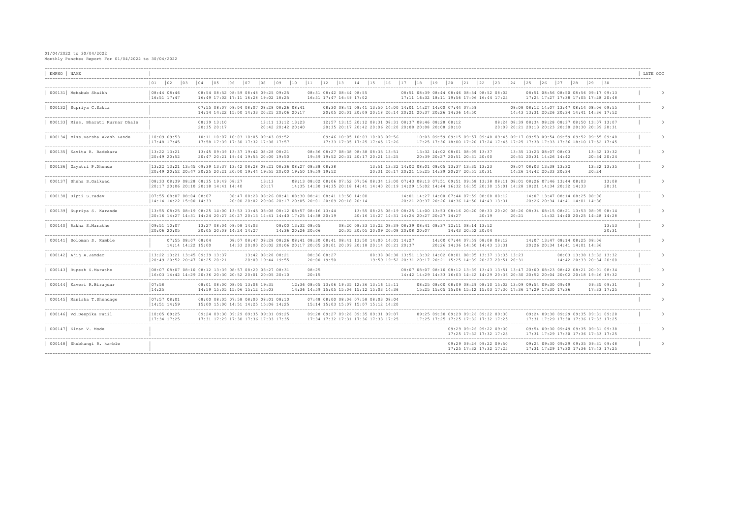01/04/2022 to 30/04/2022
Monthly Punches Report For 01/04/2022 to 30/04/2022

| EMPNO | NAME | 01 | 02 | 03 | 04 | 05 | 06 | 07 | 08 | 09 | 10 | 11 | 12 | 13 | 14 | 15 | 16 | 17 | 18 | 19 | 20 | 21 | 22 | 23 | 24 | 25 | 26 | 27 | 28 | 29 | 30 | LATE OCC |
|---|---|---|---|---|---|---|---|---|---|---|---|---|---|---|---|---|---|---|---|---|---|---|---|---|---|---|---|---|---|---|---|---|
| 000131 | Mehabub Shaikh | 08:44<br>16:51 | 08:46<br>17:47 | | 08:54<br>16:49 | 08:52<br>17:02 | 08:59<br>17:11 | 08:48<br>16:28 | 09:25<br>19:02 | 09:25<br>18:25 | | 08:51<br>16:51 | 08:42<br>17:47 | 08:44<br>16:49 | 08:55<br>17:02 | | | 08:51<br>17:11 | 08:39<br>16:32 | 08:44<br>18:11 | 08:46<br>19:56 | 08:54<br>17:06 | 08:52<br>16:44 | 08:02<br>17:25 | | 08:51<br>17:24 | 08:56<br>17:27 | 08:50<br>17:38 | 08:56<br>17:05 | 09:17<br>17:28 | 09:13<br>20:48 | 0 |
| 000132 | Supriya C.Sakta | | | | | 07:55<br>14:14 | 08:07<br>14:22 | 08:04<br>15:00 | 08:07<br>14:33 | 08:28<br>20:25 | 08:26<br>20:06 | 08:41<br>20:17 | | 08:30<br>20:05 | 08:41<br>20:01 | 08:41<br>20:09 | 13:50<br>20:18 | 14:00<br>20:14 | 14:01<br>20:21 | 14:27<br>20:37 | 14:00<br>20:26 | 07:44<br>14:36 | 07:59<br>14:50 | | 08:08<br>14:43 | 08:12<br>13:31 | 14:07<br>20:26 | 13:47<br>20:34 | 08:14<br>14:41 | 08:06<br>14:36 | 09:55<br>17:52 | 0 |
| 000133 | Miss. Bharati Kurnar Dhale | | | | 08:39<br>20:35 | 13:10<br>20:17 | | | | 13:11<br>20:42 | 13:12<br>20:42 | 13:23<br>20:40 | | 12:57<br>20:35 | 13:15<br>20:17 | 20:12<br>20:42 | 08:31<br>20:06 | 08:31<br>20:20 | 08:37<br>20:08 | 08:46<br>20:08 | 08:28<br>20:08 | 08:12<br>20:10 | | 08:24<br>20:09 | 08:39<br>20:21 | 08:34<br>20:13 | 08:28<br>20:23 | 08:37<br>20:30 | 08:50<br>20:30 | 13:07<br>20:39 | 13:07<br>20:31 | 0 |
| 000134 | Miss.Varsha Akash Lande | 10:09<br>17:48 | 09:53<br>17:45 | | 10:11<br>17:58 | 10:07<br>17:39 | 10:03<br>17:30 | 10:05<br>17:32 | 09:43<br>17:38 | 09:52<br>17:57 | | | 09:46<br>17:33 | 10:05<br>17:35 | 10:03<br>17:25 | 10:03<br>17:45 | 09:56<br>17:26 | | 10:03<br>17:25 | 09:59<br>17:36 | 09:15<br>18:00 | 09:57<br>17:20 | 09:48<br>17:24 | 09:45<br>17:45 | 09:17<br>17:25 | 09:58<br>17:38 | 09:54<br>17:33 | 09:59<br>17:36 | 09:52<br>18:10 | 09:55<br>17:52 | 09:48<br>17:45 | 0 |
| 000135 | Kavita R. Badekara | 13:22<br>20:49 | 13:21<br>20:52 | | 13:45<br>20:47 | 09:39<br>20:21 | 13:37<br>19:44 | 19:42<br>19:55 | 08:28<br>20:00 | 08:21<br>19:50 | | 08:36<br>19:59 | 08:27<br>19:52 | 08:38<br>20:31 | 08:38<br>20:17 | 08:35<br>20:21 | 13:51<br>15:25 | | 13:32<br>20:39 | 14:02<br>20:27 | 08:01<br>20:51 | 08:05<br>20:31 | 13:37<br>20:00 | | | 13:35<br>20:51 | 13:23<br>20:31 | 08:07<br>14:26 | 08:03<br>14:42 | 13:32<br>20:34 | 13:32<br>20:24 | 0 |
| 000136 | Gayatri P.Dhende | 13:22<br>20:49 | 13:21<br>20:52 | 13:45<br>20:47 | 09:39<br>20:25 | 13:37<br>20:21 | 13:42<br>20:00 | 08:28<br>19:44 | 08:21<br>19:55 | 08:36<br>20:00 | 08:27<br>19:50 | 08:38<br>19:59 | 08:38<br>19:52 | | | | 13:51<br>20:31 | 13:32<br>20:17 | 14:02<br>20:21 | 08:01<br>15:25 | 08:05<br>14:39 | 13:37<br>20:27 | 13:35<br>20:51 | 13:23<br>20:31 | | 08:07<br>14:26 | 08:03<br>14:42 | 13:38<br>20:33 | 13:32<br>20:34 | 13:32<br>20:24 | 13:35 | 0 |
| 000137 | Sneha S.Gaikwad | 08:33<br>20:17 | 08:39<br>20:06 | 08:28<br>20:10 | 08:35<br>20:18 | 19:49<br>14:41 | 08:27<br>14:40 | | 13:13<br>20:17 | | | 08:13<br>14:35 | 08:02<br>14:30 | 08:06<br>14:35 | 07:52<br>20:18 | 07:56<br>14:41 | 08:34<br>14:40 | 13:00<br>20:19 | 07:43<br>14:29 | 08:13<br>15:02 | 07:51<br>14:44 | 09:51<br>16:32 | 09:58<br>16:55 | 13:38<br>20:30 | 08:11<br>15:01 | 08:01<br>14:28 | 08:26<br>18:21 | 07:46<br>14:34 | 13:44<br>20:32 | 08:03<br>14:33 | 13:08<br>20:31 | 0 |
| 000138 | Dipti S.Yadav | 07:55<br>14:14 | 08:07<br>14:22 | 08:04<br>15:00 | 08:07<br>14:33 | | 08:47<br>20:00 | 08:28<br>20:02 | 08:26<br>20:06 | 08:41<br>20:17 | 08:30<br>20:05 | 08:41<br>20:01 | 08:41<br>20:09 | 13:50<br>20:18 | 14:00<br>20:14 | | | 14:01<br>20:21 | 14:27<br>20:37 | 14:00<br>20:26 | 07:44<br>14:36 | 07:59<br>14:50 | 08:08<br>14:43 | 08:12<br>13:31 | | 14:07<br>20:26 | 13:47<br>20:34 | 08:14<br>14:41 | 08:25<br>14:01 | 08:06<br>14:36 | | 0 |
| 000139 | Supriya S. Karande | 13:55<br>20:16 | 08:25<br>14:27 | 08:19<br>14:31 | 08:25<br>14:24 | 14:00<br>20:27 | 13:53<br>20:27 | 13:45<br>20:13 | 08:08<br>14:41 | 08:12<br>14:40 | 08:57<br>17:25 | 08:16<br>14:38 | 13:44<br>20:19 | | 13:55<br>20:16 | 08:25<br>14:27 | 08:19<br>14:31 | 08:25<br>14:24 | 14:00<br>20:27 | 13:53<br>20:27 | 08:16<br>14:27 | 20:20 | 08:33<br>20:19 | 20:20 | 08:26<br>20:21 | 08:34 | 08:15<br>14:32 | 08:21<br>14:40 | 13:53<br>20:25 | 08:05<br>14:28 | 08:14<br>14:28 | 0 |
| 000140 | Rakha S.Marathe | 09:51<br>20:06 | 10:07<br>20:05 | | 13:27<br>20:05 | 08:04<br>20:09 | 08:08<br>14:24 | 14:03<br>14:27 | | 08:00<br>14:36 | 13:32<br>20:26 | 08:05<br>20:06 | | 08:20<br>20:05 | 08:33<br>20:05 | 13:22<br>20:09 | 08:39<br>20:08 | 08:39<br>20:08 | 08:41<br>20:07 | 08:37 | 12:11<br>14:43 | 08:14<br>20:52 | 13:52<br>20:04 | | | | | | | | 13:53<br>20:31 | 0 |
| 000141 | Soloman S. Kamble | | 07:55<br>14:14 | 08:07<br>14:22 | 08:04<br>15:00 | | 08:07<br>14:33 | 08:47<br>20:00 | 08:28<br>20:02 | 08:26<br>20:06 | 08:41<br>20:17 | 08:30<br>20:05 | 08:41<br>20:01 | 08:41<br>20:09 | 13:50<br>20:18 | 14:00<br>20:14 | 14:01<br>20:21 | 14:27<br>20:37 | | 14:00<br>20:26 | 07:44<br>14:36 | 07:59<br>14:50 | 08:08<br>14:43 | 08:12<br>13:31 | | 14:07<br>20:26 | 13:47<br>20:34 | 08:14<br>14:41 | 08:25<br>14:01 | 08:06<br>14:36 | | 0 |
| 000142 | Ajij A.Jamdar | 13:22<br>20:49 | 13:21<br>20:52 | 13:45<br>20:47 | 09:39<br>20:25 | 13:37<br>20:21 | | 13:42<br>20:00 | 08:28<br>19:44 | 08:21<br>19:55 | | 08:36<br>20:00 | 08:27<br>19:50 | | 08:38<br>19:59 | 08:38<br>19:52 | 13:51<br>20:31 | 13:32<br>20:17 | 14:02<br>20:21 | 08:01<br>15:25 | 08:05<br>14:39 | 13:37<br>20:27 | 13:35<br>20:51 | 13:23<br>20:31 | | | | 08:03<br>14:42 | 13:38<br>20:33 | 13:32<br>20:34 | 13:32<br>20:00 | 0 |
| 000143 | Rupesh S.Marathe | 08:07<br>16:03 | 08:07<br>14:42 | 08:10<br>14:29 | 08:12<br>20:36 | 13:39<br>20:30 | 08:57<br>20:52 | 08:20<br>20:01 | 08:27<br>20:05 | 08:31<br>20:10 | | 08:25<br>20:15 | | | | | | 08:07<br>14:42 | 08:07<br>14:29 | 08:10<br>14:33 | 08:12<br>16:03 | 13:39<br>14:42 | 13:43<br>14:29 | 13:51<br>20:36 | 13:47<br>20:30 | 20:00<br>20:52 | 08:23<br>20:04 | 08:42<br>20:02 | 08:21<br>20:18 | 20:01<br>19:46 | 08:34<br>19:32 | 0 |
| 000144 | Kaveri R.Birajdar | 07:58<br>14:25 | | | 08:01<br>14:59 | 08:00<br>15:05 | 08:05<br>15:06 | 13:06<br>15:12 | 19:35<br>15:03 | | | 12:36<br>14:36 | 08:05<br>14:59 | 13:06<br>15:05 | 19:35<br>15:06 | 12:36<br>15:12 | 13:16<br>15:03 | 15:11<br>14:36 | 08:25<br>15:25 | 08:00<br>15:05 | 08:09<br>15:06 | 08:29<br>15:12 | 08:10<br>15:03 | 15:02<br>17:30 | 13:09<br>17:36 | 09:54<br>17:29 | 09:30<br>17:30 | 09:49<br>17:36 | | 09:35<br>17:33 | 09:31<br>17:25 | 0 |
| 000145 | Manisha T.Shendage | 07:57<br>14:51 | 08:01<br>14:59 | | 08:00<br>15:00 | 08:05<br>15:00 | 07:58<br>14:51 | 08:00<br>14:25 | 08:01<br>15:06 | 08:10<br>14:25 | | 07:48<br>15:14 | 08:00<br>15:03 | 08:06<br>15:07 | 07:58<br>15:07 | 08:03<br>15:12 | 08:04<br>14:20 | | | | | | | | | | | | | | | 0 |
| 000146 | Vd.Deepika Patil | 10:05<br>17:34 | 09:25<br>17:25 | | 09:24<br>17:31 | 09:30<br>17:29 | 09:29<br>17:30 | 09:35<br>17:36 | 09:31<br>17:33 | 09:25<br>17:35 | | 09:28<br>17:34 | 09:27<br>17:32 | 09:26<br>17:31 | 09:35<br>17:36 | 09:31<br>17:33 | 09:07<br>17:25 | | 09:25<br>17:25 | 09:30<br>17:25 | 09:29<br>17:25 | 09:26<br>17:32 | 09:22<br>17:32 | 09:30<br>17:25 | | 09:24<br>17:31 | 09:30<br>17:29 | 09:29<br>17:30 | 09:35<br>17:36 | 09:31<br>17:33 | 09:28<br>17:25 | 0 |
| 000147 | Kiran V. Mode | | | | | | | | | | | | | | | | | | | | 09:29<br>17:25 | 09:26<br>17:32 | 09:22<br>17:32 | 09:30<br>17:25 | | 09:54<br>17:31 | 09:30<br>17:29 | 09:49<br>17:30 | 09:35<br>17:36 | 09:31<br>17:33 | 09:38<br>17:25 | 0 |
| 000148 | Shubhangi R. kamble | | | | | | | | | | | | | | | | | | | | 09:29<br>17:25 | 09:26<br>17:32 | 09:22<br>17:32 | 09:50<br>17:25 | | 09:24<br>17:31 | 09:30<br>17:29 | 09:29<br>17:30 | 09:35<br>17:36 | 09:31<br>17:43 | 09:48<br>17:25 | 0 |